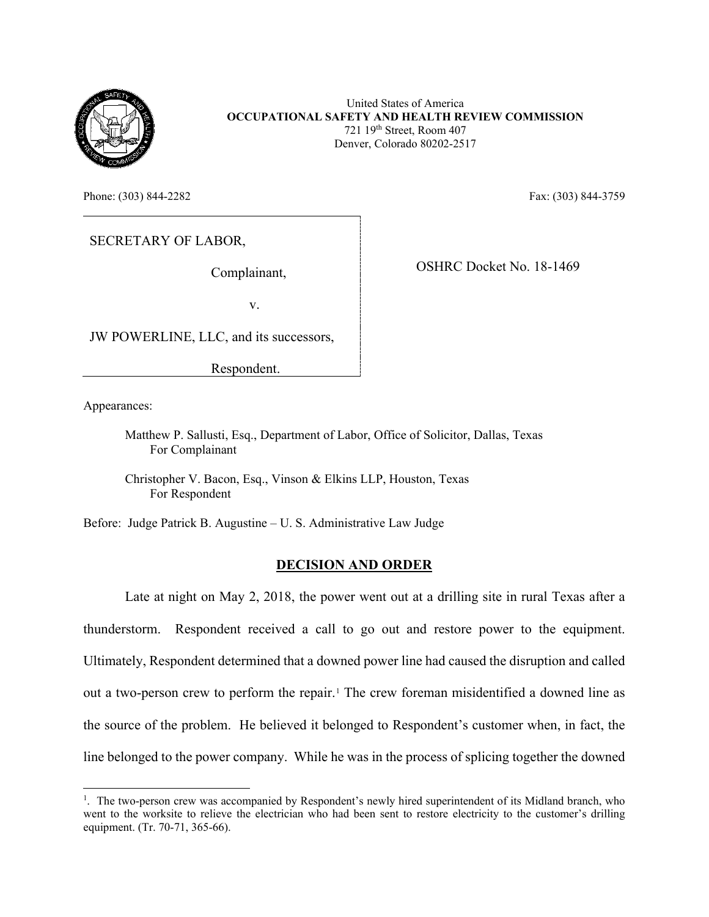United States of America
**OCCUPATIONAL SAFETY AND HEALTH REVIEW COMMISSION**
721 19th Street, Room 407
Denver, Colorado 80202-2517

Phone: (303) 844-2282 Fax: (303) 844-3759

SECRETARY OF LABOR,

Complainant,

v.

JW POWERLINE, LLC, and its successors,

Respondent.

OSHRC Docket No. 18-1469

Appearances:

Matthew P. Sallusti, Esq., Department of Labor, Office of Solicitor, Dallas, Texas
For Complainant

Christopher V. Bacon, Esq., Vinson & Elkins LLP, Houston, Texas
For Respondent

Before: Judge Patrick B. Augustine – U. S. Administrative Law Judge

## DECISION AND ORDER

Late at night on May 2, 2018, the power went out at a drilling site in rural Texas after a thunderstorm. Respondent received a call to go out and restore power to the equipment. Ultimately, Respondent determined that a downed power line had caused the disruption and called out a two-person crew to perform the repair.[1] The crew foreman misidentified a downed line as the source of the problem. He believed it belonged to Respondent's customer when, in fact, the line belonged to the power company. While he was in the process of splicing together the downed

[1]. The two-person crew was accompanied by Respondent's newly hired superintendent of its Midland branch, who went to the worksite to relieve the electrician who had been sent to restore electricity to the customer's drilling equipment. (Tr. 70-71, 365-66).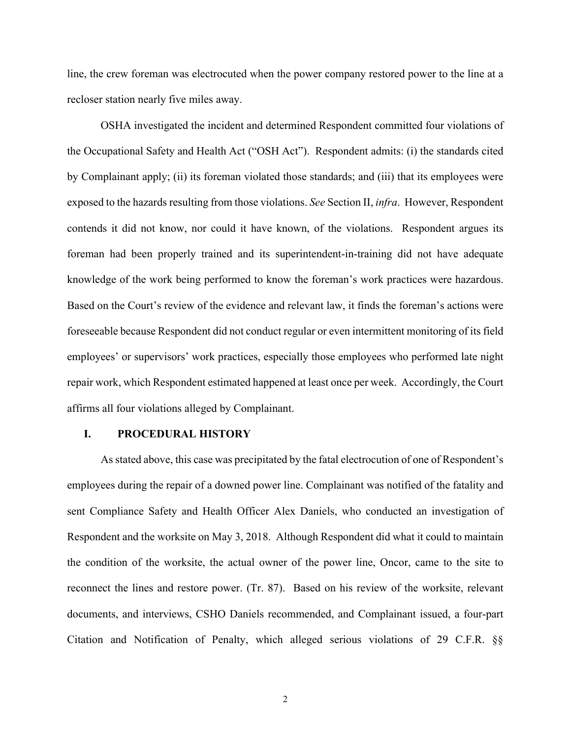line, the crew foreman was electrocuted when the power company restored power to the line at a recloser station nearly five miles away.

OSHA investigated the incident and determined Respondent committed four violations of the Occupational Safety and Health Act ("OSH Act"). Respondent admits: (i) the standards cited by Complainant apply; (ii) its foreman violated those standards; and (iii) that its employees were exposed to the hazards resulting from those violations. *See* Section II, *infra*. However, Respondent contends it did not know, nor could it have known, of the violations. Respondent argues its foreman had been properly trained and its superintendent-in-training did not have adequate knowledge of the work being performed to know the foreman's work practices were hazardous. Based on the Court's review of the evidence and relevant law, it finds the foreman's actions were foreseeable because Respondent did not conduct regular or even intermittent monitoring of its field employees' or supervisors' work practices, especially those employees who performed late night repair work, which Respondent estimated happened at least once per week. Accordingly, the Court affirms all four violations alleged by Complainant.

## I. PROCEDURAL HISTORY

As stated above, this case was precipitated by the fatal electrocution of one of Respondent's employees during the repair of a downed power line. Complainant was notified of the fatality and sent Compliance Safety and Health Officer Alex Daniels, who conducted an investigation of Respondent and the worksite on May 3, 2018. Although Respondent did what it could to maintain the condition of the worksite, the actual owner of the power line, Oncor, came to the site to reconnect the lines and restore power. (Tr. 87). Based on his review of the worksite, relevant documents, and interviews, CSHO Daniels recommended, and Complainant issued, a four-part Citation and Notification of Penalty, which alleged serious violations of 29 C.F.R. §§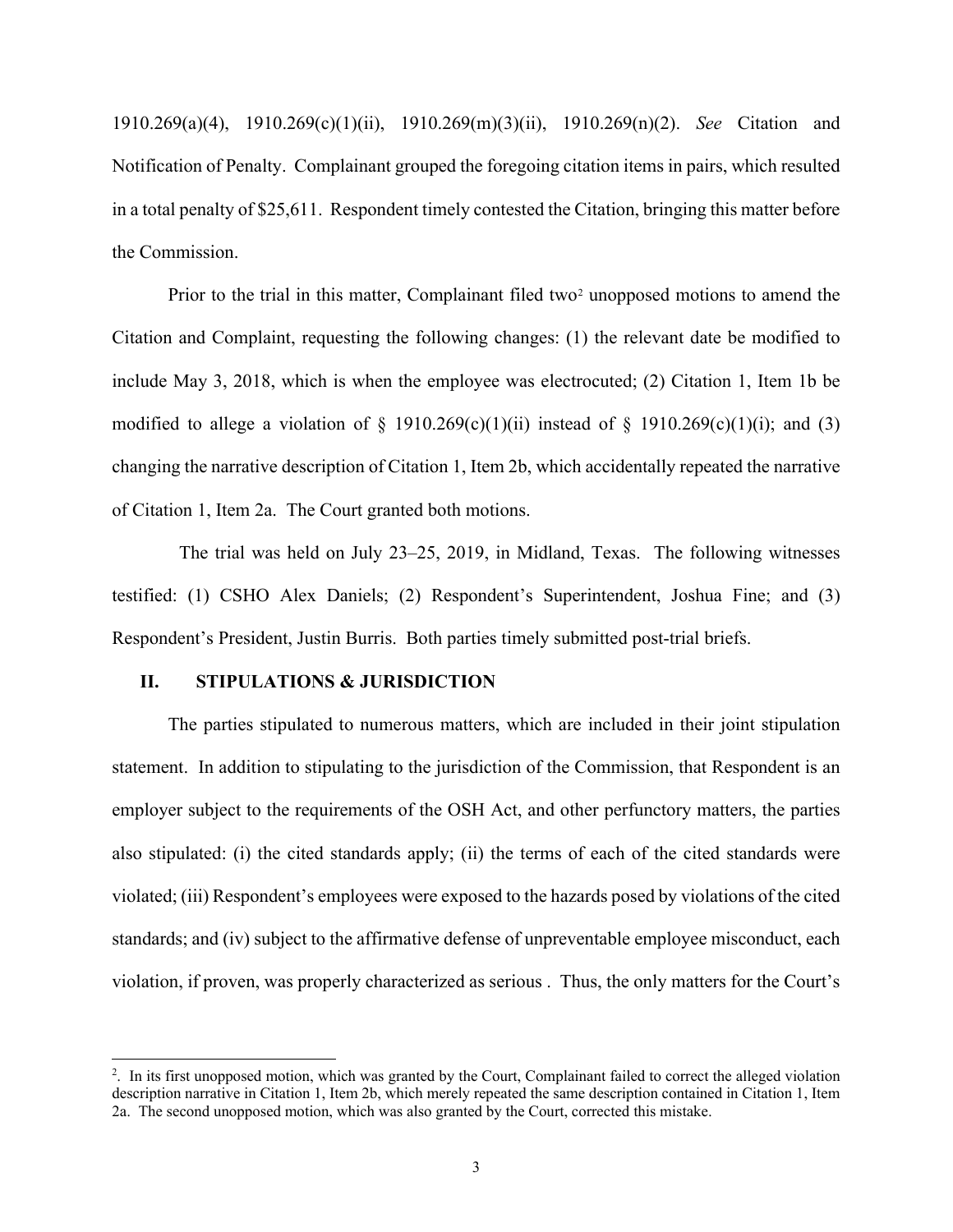1910.269(a)(4), 1910.269(c)(1)(ii), 1910.269(m)(3)(ii), 1910.269(n)(2). *See* Citation and Notification of Penalty. Complainant grouped the foregoing citation items in pairs, which resulted in a total penalty of $25,611. Respondent timely contested the Citation, bringing this matter before the Commission.

Prior to the trial in this matter, Complainant filed two[2] unopposed motions to amend the Citation and Complaint, requesting the following changes: (1) the relevant date be modified to include May 3, 2018, which is when the employee was electrocuted; (2) Citation 1, Item 1b be modified to allege a violation of § 1910.269(c)(1)(ii) instead of § 1910.269(c)(1)(i); and (3) changing the narrative description of Citation 1, Item 2b, which accidentally repeated the narrative of Citation 1, Item 2a. The Court granted both motions.

The trial was held on July 23–25, 2019, in Midland, Texas. The following witnesses testified: (1) CSHO Alex Daniels; (2) Respondent's Superintendent, Joshua Fine; and (3) Respondent's President, Justin Burris. Both parties timely submitted post-trial briefs.

## II. STIPULATIONS & JURISDICTION

The parties stipulated to numerous matters, which are included in their joint stipulation statement. In addition to stipulating to the jurisdiction of the Commission, that Respondent is an employer subject to the requirements of the OSH Act, and other perfunctory matters, the parties also stipulated: (i) the cited standards apply; (ii) the terms of each of the cited standards were violated; (iii) Respondent's employees were exposed to the hazards posed by violations of the cited standards; and (iv) subject to the affirmative defense of unpreventable employee misconduct, each violation, if proven, was properly characterized as serious . Thus, the only matters for the Court's

---

[2]. In its first unopposed motion, which was granted by the Court, Complainant failed to correct the alleged violation description narrative in Citation 1, Item 2b, which merely repeated the same description contained in Citation 1, Item 2a. The second unopposed motion, which was also granted by the Court, corrected this mistake.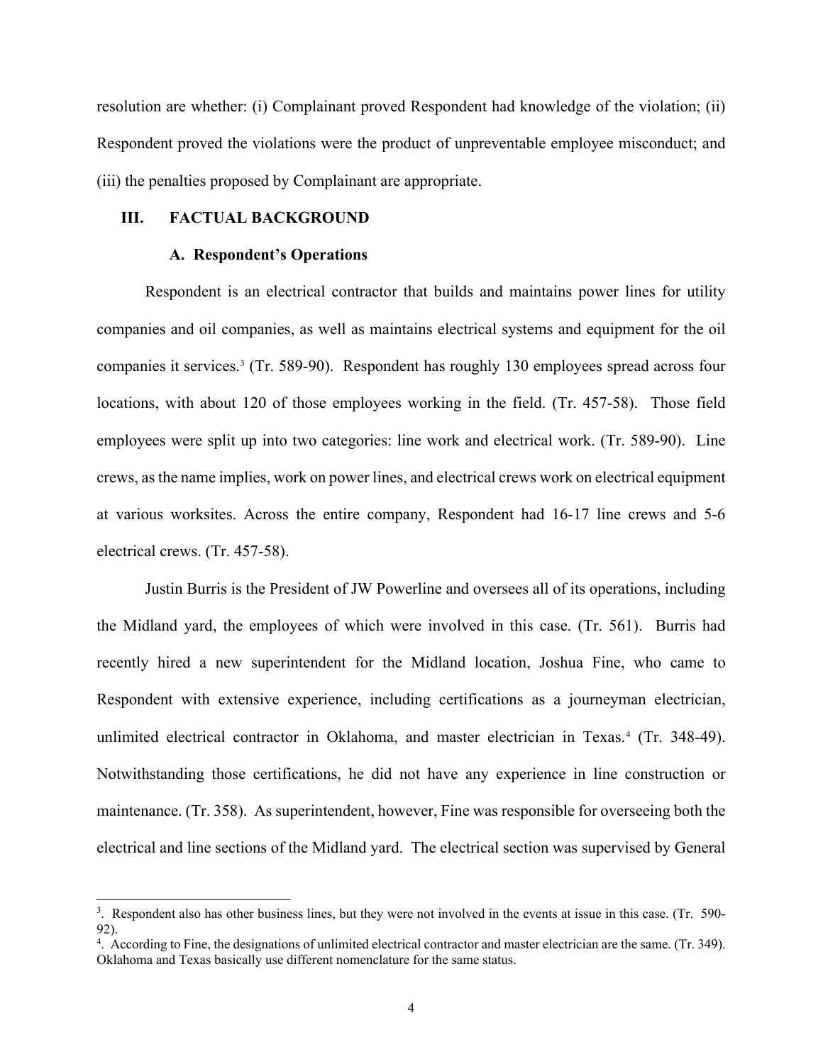resolution are whether: (i) Complainant proved Respondent had knowledge of the violation; (ii) Respondent proved the violations were the product of unpreventable employee misconduct; and (iii) the penalties proposed by Complainant are appropriate.

## III. FACTUAL BACKGROUND

### A. Respondent's Operations

Respondent is an electrical contractor that builds and maintains power lines for utility companies and oil companies, as well as maintains electrical systems and equipment for the oil companies it services.[3] (Tr. 589-90). Respondent has roughly 130 employees spread across four locations, with about 120 of those employees working in the field. (Tr. 457-58). Those field employees were split up into two categories: line work and electrical work. (Tr. 589-90). Line crews, as the name implies, work on power lines, and electrical crews work on electrical equipment at various worksites. Across the entire company, Respondent had 16-17 line crews and 5-6 electrical crews. (Tr. 457-58).

Justin Burris is the President of JW Powerline and oversees all of its operations, including the Midland yard, the employees of which were involved in this case. (Tr. 561). Burris had recently hired a new superintendent for the Midland location, Joshua Fine, who came to Respondent with extensive experience, including certifications as a journeyman electrician, unlimited electrical contractor in Oklahoma, and master electrician in Texas.[4] (Tr. 348-49). Notwithstanding those certifications, he did not have any experience in line construction or maintenance. (Tr. 358). As superintendent, however, Fine was responsible for overseeing both the electrical and line sections of the Midland yard. The electrical section was supervised by General

---

[3]. Respondent also has other business lines, but they were not involved in the events at issue in this case. (Tr. 590-92).

[4]. According to Fine, the designations of unlimited electrical contractor and master electrician are the same. (Tr. 349). Oklahoma and Texas basically use different nomenclature for the same status.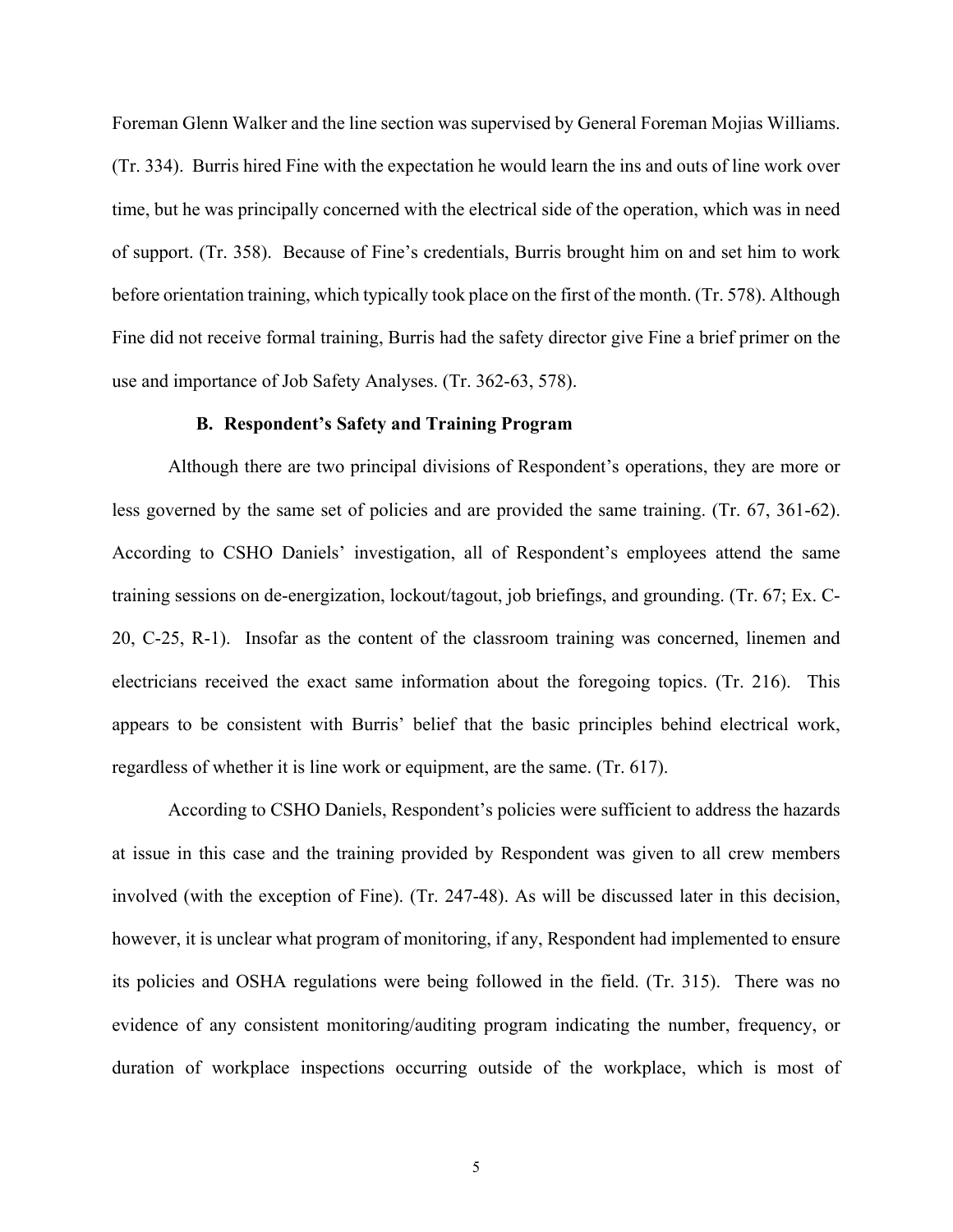Foreman Glenn Walker and the line section was supervised by General Foreman Mojias Williams. (Tr. 334). Burris hired Fine with the expectation he would learn the ins and outs of line work over time, but he was principally concerned with the electrical side of the operation, which was in need of support. (Tr. 358). Because of Fine's credentials, Burris brought him on and set him to work before orientation training, which typically took place on the first of the month. (Tr. 578). Although Fine did not receive formal training, Burris had the safety director give Fine a brief primer on the use and importance of Job Safety Analyses. (Tr. 362-63, 578).

### B. Respondent's Safety and Training Program

Although there are two principal divisions of Respondent's operations, they are more or less governed by the same set of policies and are provided the same training. (Tr. 67, 361-62). According to CSHO Daniels' investigation, all of Respondent's employees attend the same training sessions on de-energization, lockout/tagout, job briefings, and grounding. (Tr. 67; Ex. C-20, C-25, R-1). Insofar as the content of the classroom training was concerned, linemen and electricians received the exact same information about the foregoing topics. (Tr. 216). This appears to be consistent with Burris' belief that the basic principles behind electrical work, regardless of whether it is line work or equipment, are the same. (Tr. 617).

According to CSHO Daniels, Respondent's policies were sufficient to address the hazards at issue in this case and the training provided by Respondent was given to all crew members involved (with the exception of Fine). (Tr. 247-48). As will be discussed later in this decision, however, it is unclear what program of monitoring, if any, Respondent had implemented to ensure its policies and OSHA regulations were being followed in the field. (Tr. 315). There was no evidence of any consistent monitoring/auditing program indicating the number, frequency, or duration of workplace inspections occurring outside of the workplace, which is most of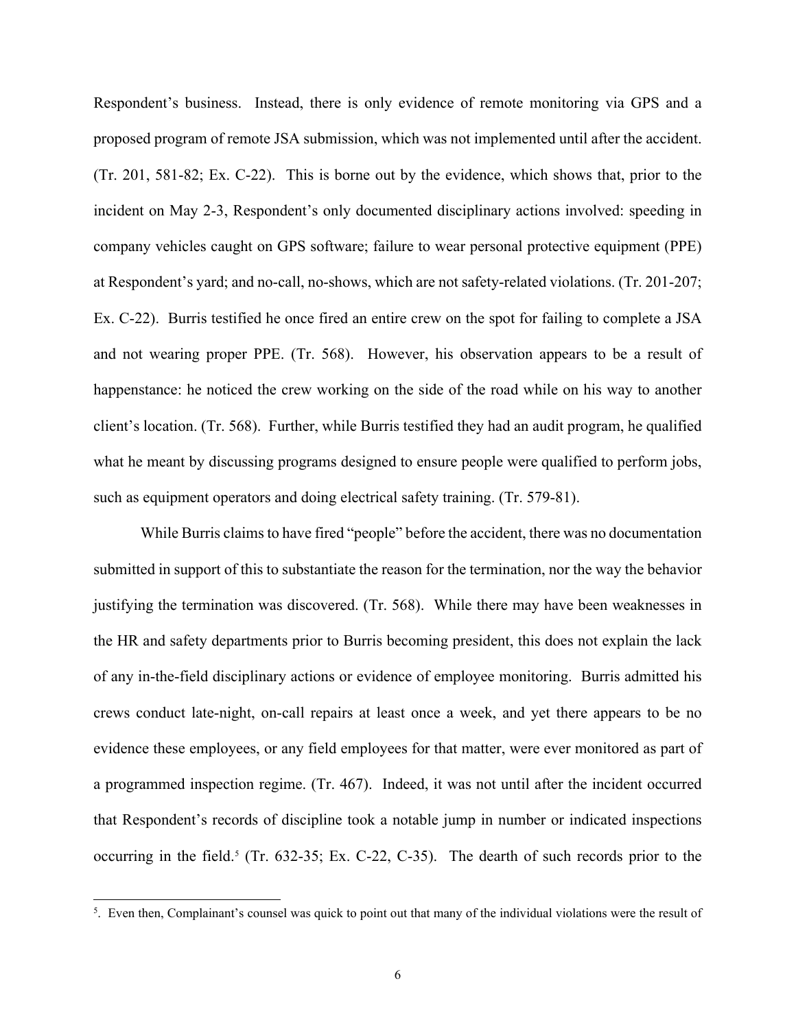Respondent's business. Instead, there is only evidence of remote monitoring via GPS and a proposed program of remote JSA submission, which was not implemented until after the accident. (Tr. 201, 581-82; Ex. C-22). This is borne out by the evidence, which shows that, prior to the incident on May 2-3, Respondent's only documented disciplinary actions involved: speeding in company vehicles caught on GPS software; failure to wear personal protective equipment (PPE) at Respondent's yard; and no-call, no-shows, which are not safety-related violations. (Tr. 201-207; Ex. C-22). Burris testified he once fired an entire crew on the spot for failing to complete a JSA and not wearing proper PPE. (Tr. 568). However, his observation appears to be a result of happenstance: he noticed the crew working on the side of the road while on his way to another client's location. (Tr. 568). Further, while Burris testified they had an audit program, he qualified what he meant by discussing programs designed to ensure people were qualified to perform jobs, such as equipment operators and doing electrical safety training. (Tr. 579-81).

While Burris claims to have fired "people" before the accident, there was no documentation submitted in support of this to substantiate the reason for the termination, nor the way the behavior justifying the termination was discovered. (Tr. 568). While there may have been weaknesses in the HR and safety departments prior to Burris becoming president, this does not explain the lack of any in-the-field disciplinary actions or evidence of employee monitoring. Burris admitted his crews conduct late-night, on-call repairs at least once a week, and yet there appears to be no evidence these employees, or any field employees for that matter, were ever monitored as part of a programmed inspection regime. (Tr. 467). Indeed, it was not until after the incident occurred that Respondent's records of discipline took a notable jump in number or indicated inspections occurring in the field.[5] (Tr. 632-35; Ex. C-22, C-35). The dearth of such records prior to the

---

[5]. Even then, Complainant's counsel was quick to point out that many of the individual violations were the result of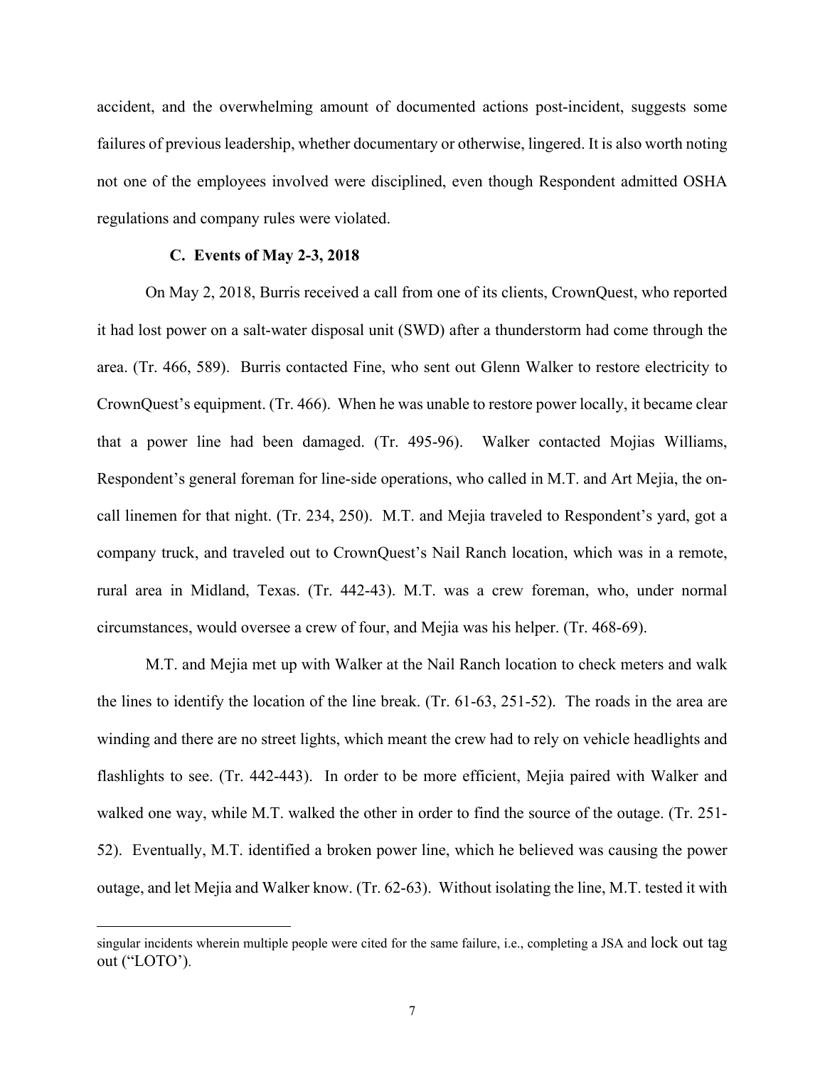accident, and the overwhelming amount of documented actions post-incident, suggests some failures of previous leadership, whether documentary or otherwise, lingered. It is also worth noting not one of the employees involved were disciplined, even though Respondent admitted OSHA regulations and company rules were violated.

### C. Events of May 2-3, 2018

On May 2, 2018, Burris received a call from one of its clients, CrownQuest, who reported it had lost power on a salt-water disposal unit (SWD) after a thunderstorm had come through the area. (Tr. 466, 589). Burris contacted Fine, who sent out Glenn Walker to restore electricity to CrownQuest's equipment. (Tr. 466). When he was unable to restore power locally, it became clear that a power line had been damaged. (Tr. 495-96). Walker contacted Mojias Williams, Respondent's general foreman for line-side operations, who called in M.T. and Art Mejia, the on-call linemen for that night. (Tr. 234, 250). M.T. and Mejia traveled to Respondent's yard, got a company truck, and traveled out to CrownQuest's Nail Ranch location, which was in a remote, rural area in Midland, Texas. (Tr. 442-43). M.T. was a crew foreman, who, under normal circumstances, would oversee a crew of four, and Mejia was his helper. (Tr. 468-69).

M.T. and Mejia met up with Walker at the Nail Ranch location to check meters and walk the lines to identify the location of the line break. (Tr. 61-63, 251-52). The roads in the area are winding and there are no street lights, which meant the crew had to rely on vehicle headlights and flashlights to see. (Tr. 442-443). In order to be more efficient, Mejia paired with Walker and walked one way, while M.T. walked the other in order to find the source of the outage. (Tr. 251-52). Eventually, M.T. identified a broken power line, which he believed was causing the power outage, and let Mejia and Walker know. (Tr. 62-63). Without isolating the line, M.T. tested it with

---

singular incidents wherein multiple people were cited for the same failure, i.e., completing a JSA and lock out tag out ("LOTO').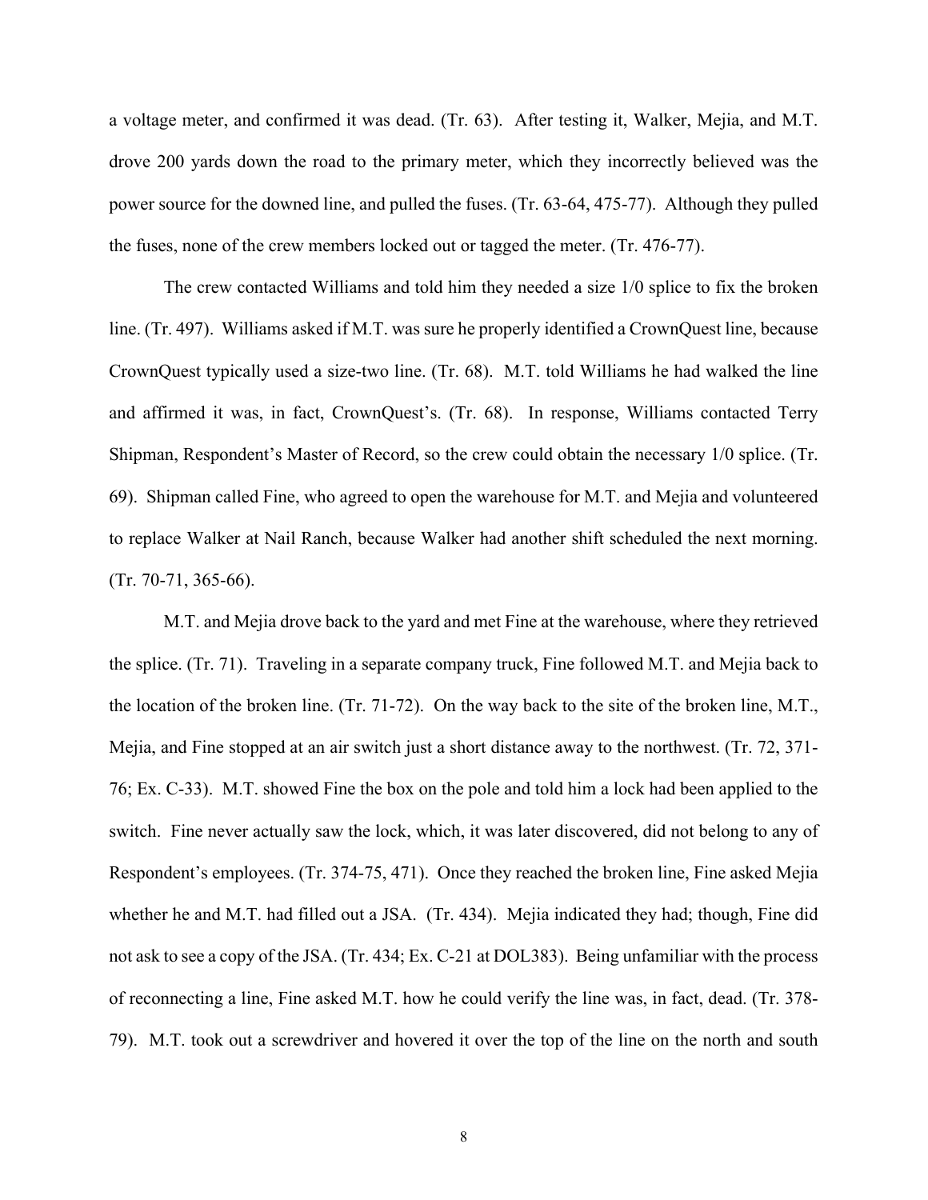a voltage meter, and confirmed it was dead. (Tr. 63). After testing it, Walker, Mejia, and M.T. drove 200 yards down the road to the primary meter, which they incorrectly believed was the power source for the downed line, and pulled the fuses. (Tr. 63-64, 475-77). Although they pulled the fuses, none of the crew members locked out or tagged the meter. (Tr. 476-77).

The crew contacted Williams and told him they needed a size 1/0 splice to fix the broken line. (Tr. 497). Williams asked if M.T. was sure he properly identified a CrownQuest line, because CrownQuest typically used a size-two line. (Tr. 68). M.T. told Williams he had walked the line and affirmed it was, in fact, CrownQuest's. (Tr. 68). In response, Williams contacted Terry Shipman, Respondent's Master of Record, so the crew could obtain the necessary 1/0 splice. (Tr. 69). Shipman called Fine, who agreed to open the warehouse for M.T. and Mejia and volunteered to replace Walker at Nail Ranch, because Walker had another shift scheduled the next morning. (Tr. 70-71, 365-66).

M.T. and Mejia drove back to the yard and met Fine at the warehouse, where they retrieved the splice. (Tr. 71). Traveling in a separate company truck, Fine followed M.T. and Mejia back to the location of the broken line. (Tr. 71-72). On the way back to the site of the broken line, M.T., Mejia, and Fine stopped at an air switch just a short distance away to the northwest. (Tr. 72, 371-76; Ex. C-33). M.T. showed Fine the box on the pole and told him a lock had been applied to the switch. Fine never actually saw the lock, which, it was later discovered, did not belong to any of Respondent's employees. (Tr. 374-75, 471). Once they reached the broken line, Fine asked Mejia whether he and M.T. had filled out a JSA. (Tr. 434). Mejia indicated they had; though, Fine did not ask to see a copy of the JSA. (Tr. 434; Ex. C-21 at DOL383). Being unfamiliar with the process of reconnecting a line, Fine asked M.T. how he could verify the line was, in fact, dead. (Tr. 378-79). M.T. took out a screwdriver and hovered it over the top of the line on the north and south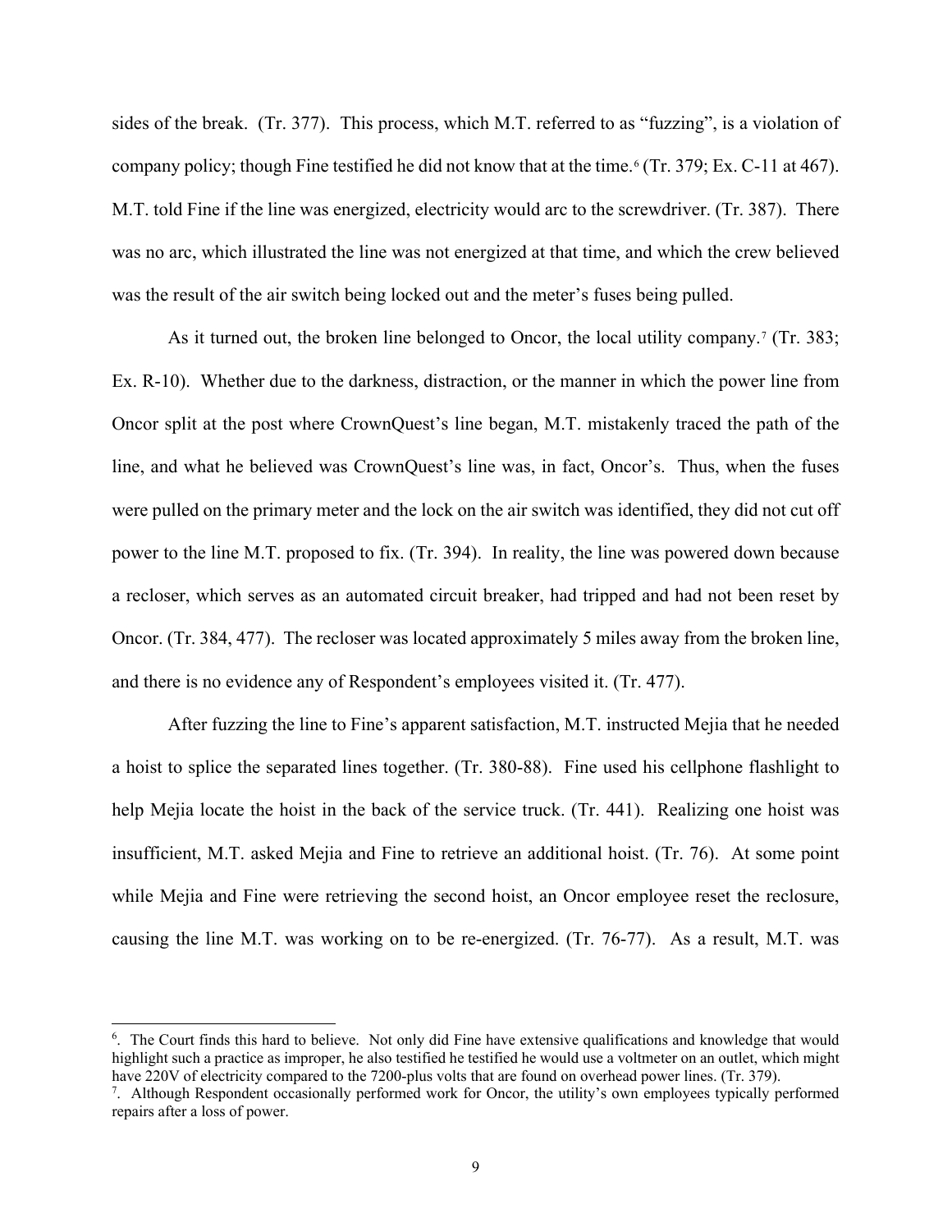sides of the break. (Tr. 377). This process, which M.T. referred to as "fuzzing", is a violation of company policy; though Fine testified he did not know that at the time.[6] (Tr. 379; Ex. C-11 at 467). M.T. told Fine if the line was energized, electricity would arc to the screwdriver. (Tr. 387). There was no arc, which illustrated the line was not energized at that time, and which the crew believed was the result of the air switch being locked out and the meter's fuses being pulled.

As it turned out, the broken line belonged to Oncor, the local utility company.[7] (Tr. 383; Ex. R-10). Whether due to the darkness, distraction, or the manner in which the power line from Oncor split at the post where CrownQuest's line began, M.T. mistakenly traced the path of the line, and what he believed was CrownQuest's line was, in fact, Oncor's. Thus, when the fuses were pulled on the primary meter and the lock on the air switch was identified, they did not cut off power to the line M.T. proposed to fix. (Tr. 394). In reality, the line was powered down because a recloser, which serves as an automated circuit breaker, had tripped and had not been reset by Oncor. (Tr. 384, 477). The recloser was located approximately 5 miles away from the broken line, and there is no evidence any of Respondent's employees visited it. (Tr. 477).

After fuzzing the line to Fine's apparent satisfaction, M.T. instructed Mejia that he needed a hoist to splice the separated lines together. (Tr. 380-88). Fine used his cellphone flashlight to help Mejia locate the hoist in the back of the service truck. (Tr. 441). Realizing one hoist was insufficient, M.T. asked Mejia and Fine to retrieve an additional hoist. (Tr. 76). At some point while Mejia and Fine were retrieving the second hoist, an Oncor employee reset the reclosure, causing the line M.T. was working on to be re-energized. (Tr. 76-77). As a result, M.T. was

[6]. The Court finds this hard to believe. Not only did Fine have extensive qualifications and knowledge that would highlight such a practice as improper, he also testified he testified he would use a voltmeter on an outlet, which might have 220V of electricity compared to the 7200-plus volts that are found on overhead power lines. (Tr. 379).

[7]. Although Respondent occasionally performed work for Oncor, the utility's own employees typically performed repairs after a loss of power.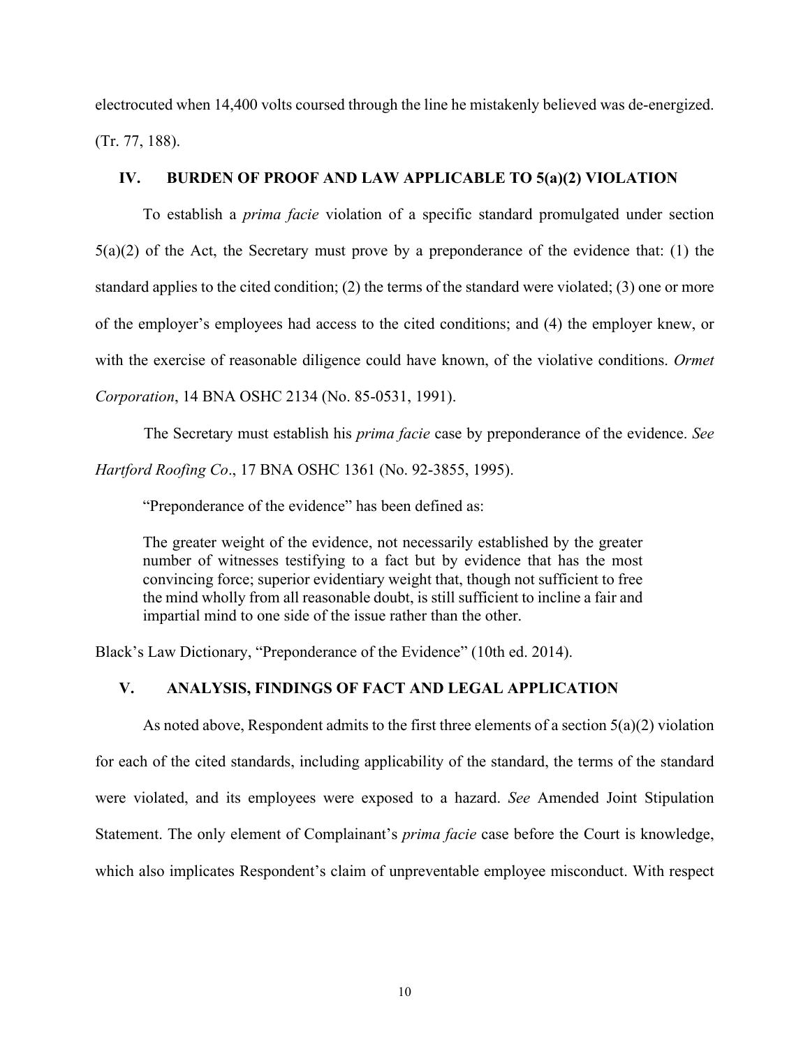electrocuted when 14,400 volts coursed through the line he mistakenly believed was de-energized. (Tr. 77, 188).

## IV. BURDEN OF PROOF AND LAW APPLICABLE TO 5(a)(2) VIOLATION

To establish a *prima facie* violation of a specific standard promulgated under section 5(a)(2) of the Act, the Secretary must prove by a preponderance of the evidence that: (1) the standard applies to the cited condition; (2) the terms of the standard were violated; (3) one or more of the employer's employees had access to the cited conditions; and (4) the employer knew, or with the exercise of reasonable diligence could have known, of the violative conditions. *Ormet Corporation*, 14 BNA OSHC 2134 (No. 85-0531, 1991).

The Secretary must establish his *prima facie* case by preponderance of the evidence. *See Hartford Roofing Co*., 17 BNA OSHC 1361 (No. 92-3855, 1995).

"Preponderance of the evidence" has been defined as:

> The greater weight of the evidence, not necessarily established by the greater number of witnesses testifying to a fact but by evidence that has the most convincing force; superior evidentiary weight that, though not sufficient to free the mind wholly from all reasonable doubt, is still sufficient to incline a fair and impartial mind to one side of the issue rather than the other.

Black's Law Dictionary, "Preponderance of the Evidence" (10th ed. 2014).

## V. ANALYSIS, FINDINGS OF FACT AND LEGAL APPLICATION

As noted above, Respondent admits to the first three elements of a section 5(a)(2) violation for each of the cited standards, including applicability of the standard, the terms of the standard were violated, and its employees were exposed to a hazard. *See* Amended Joint Stipulation Statement. The only element of Complainant's *prima facie* case before the Court is knowledge, which also implicates Respondent's claim of unpreventable employee misconduct. With respect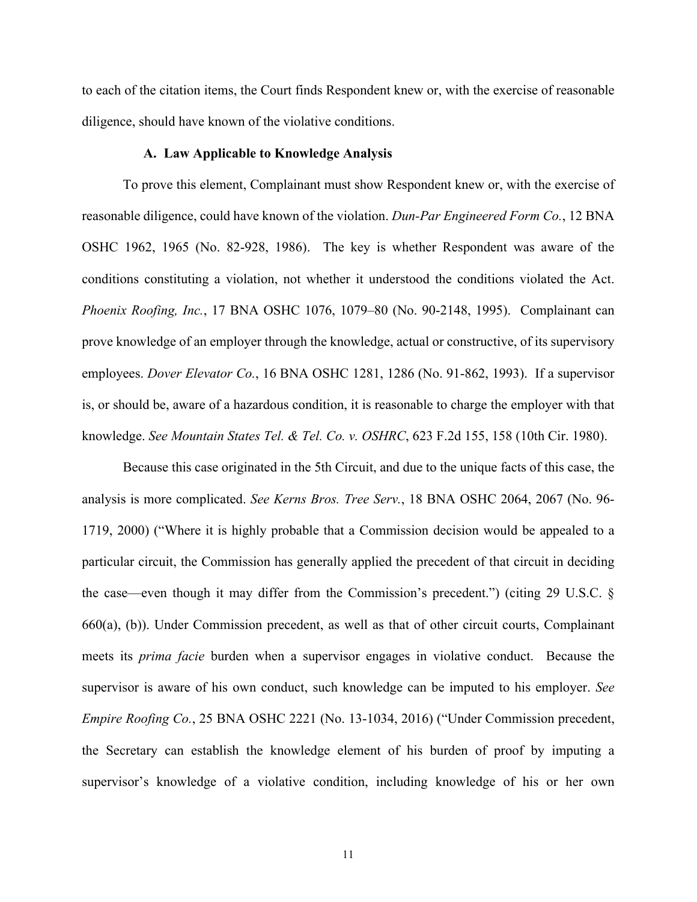to each of the citation items, the Court finds Respondent knew or, with the exercise of reasonable diligence, should have known of the violative conditions.

### A. Law Applicable to Knowledge Analysis

To prove this element, Complainant must show Respondent knew or, with the exercise of reasonable diligence, could have known of the violation. *Dun-Par Engineered Form Co.*, 12 BNA OSHC 1962, 1965 (No. 82-928, 1986). The key is whether Respondent was aware of the conditions constituting a violation, not whether it understood the conditions violated the Act. *Phoenix Roofing, Inc.*, 17 BNA OSHC 1076, 1079–80 (No. 90-2148, 1995). Complainant can prove knowledge of an employer through the knowledge, actual or constructive, of its supervisory employees. *Dover Elevator Co.*, 16 BNA OSHC 1281, 1286 (No. 91-862, 1993). If a supervisor is, or should be, aware of a hazardous condition, it is reasonable to charge the employer with that knowledge. *See Mountain States Tel. & Tel. Co. v. OSHRC*, 623 F.2d 155, 158 (10th Cir. 1980).

Because this case originated in the 5th Circuit, and due to the unique facts of this case, the analysis is more complicated. *See Kerns Bros. Tree Serv.*, 18 BNA OSHC 2064, 2067 (No. 96-1719, 2000) ("Where it is highly probable that a Commission decision would be appealed to a particular circuit, the Commission has generally applied the precedent of that circuit in deciding the case—even though it may differ from the Commission's precedent.") (citing 29 U.S.C. § 660(a), (b)). Under Commission precedent, as well as that of other circuit courts, Complainant meets its *prima facie* burden when a supervisor engages in violative conduct. Because the supervisor is aware of his own conduct, such knowledge can be imputed to his employer. *See Empire Roofing Co.*, 25 BNA OSHC 2221 (No. 13-1034, 2016) ("Under Commission precedent, the Secretary can establish the knowledge element of his burden of proof by imputing a supervisor's knowledge of a violative condition, including knowledge of his or her own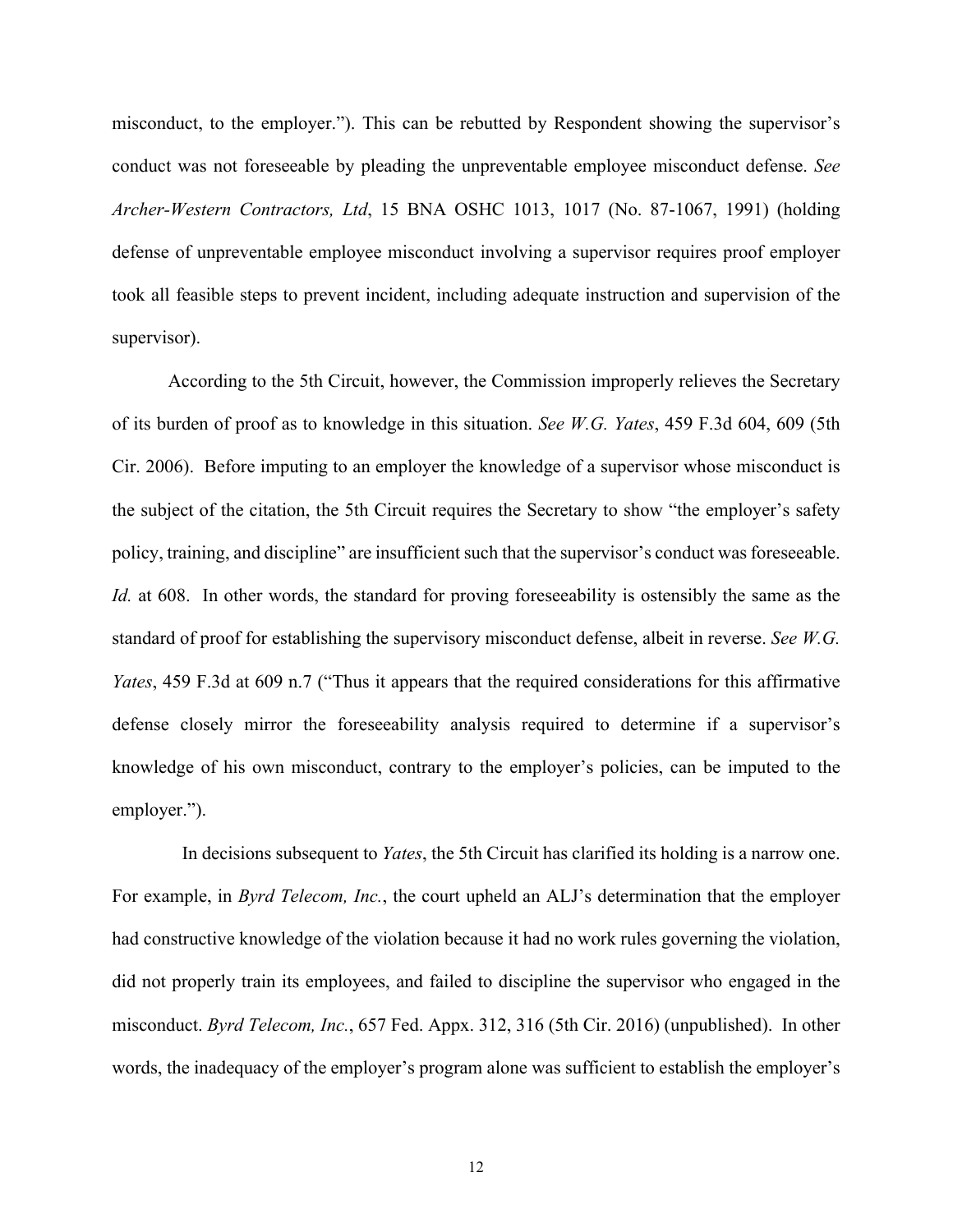misconduct, to the employer."). This can be rebutted by Respondent showing the supervisor's conduct was not foreseeable by pleading the unpreventable employee misconduct defense. *See Archer-Western Contractors, Ltd*, 15 BNA OSHC 1013, 1017 (No. 87-1067, 1991) (holding defense of unpreventable employee misconduct involving a supervisor requires proof employer took all feasible steps to prevent incident, including adequate instruction and supervision of the supervisor).

According to the 5th Circuit, however, the Commission improperly relieves the Secretary of its burden of proof as to knowledge in this situation. *See W.G. Yates*, 459 F.3d 604, 609 (5th Cir. 2006). Before imputing to an employer the knowledge of a supervisor whose misconduct is the subject of the citation, the 5th Circuit requires the Secretary to show "the employer's safety policy, training, and discipline" are insufficient such that the supervisor's conduct was foreseeable. *Id.* at 608. In other words, the standard for proving foreseeability is ostensibly the same as the standard of proof for establishing the supervisory misconduct defense, albeit in reverse. *See W.G. Yates*, 459 F.3d at 609 n.7 ("Thus it appears that the required considerations for this affirmative defense closely mirror the foreseeability analysis required to determine if a supervisor's knowledge of his own misconduct, contrary to the employer's policies, can be imputed to the employer.").

In decisions subsequent to *Yates*, the 5th Circuit has clarified its holding is a narrow one. For example, in *Byrd Telecom, Inc.*, the court upheld an ALJ's determination that the employer had constructive knowledge of the violation because it had no work rules governing the violation, did not properly train its employees, and failed to discipline the supervisor who engaged in the misconduct. *Byrd Telecom, Inc.*, 657 Fed. Appx. 312, 316 (5th Cir. 2016) (unpublished). In other words, the inadequacy of the employer's program alone was sufficient to establish the employer's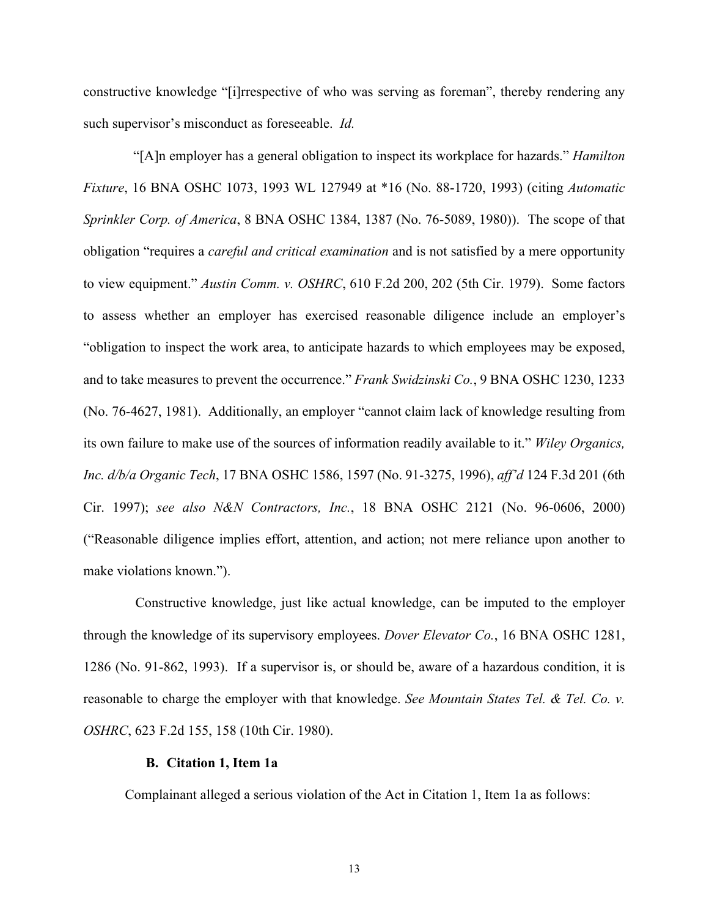constructive knowledge "[i]rrespective of who was serving as foreman", thereby rendering any such supervisor's misconduct as foreseeable. *Id.*

"[A]n employer has a general obligation to inspect its workplace for hazards." *Hamilton Fixture*, 16 BNA OSHC 1073, 1993 WL 127949 at *16 (No. 88-1720, 1993) (citing *Automatic Sprinkler Corp. of America*, 8 BNA OSHC 1384, 1387 (No. 76-5089, 1980)). The scope of that obligation "requires a *careful and critical examination* and is not satisfied by a mere opportunity to view equipment." *Austin Comm. v. OSHRC*, 610 F.2d 200, 202 (5th Cir. 1979). Some factors to assess whether an employer has exercised reasonable diligence include an employer's "obligation to inspect the work area, to anticipate hazards to which employees may be exposed, and to take measures to prevent the occurrence." *Frank Swidzinski Co.*, 9 BNA OSHC 1230, 1233 (No. 76-4627, 1981). Additionally, an employer "cannot claim lack of knowledge resulting from its own failure to make use of the sources of information readily available to it." *Wiley Organics, Inc. d/b/a Organic Tech*, 17 BNA OSHC 1586, 1597 (No. 91-3275, 1996), *aff'd* 124 F.3d 201 (6th Cir. 1997); *see also N&N Contractors, Inc.*, 18 BNA OSHC 2121 (No. 96-0606, 2000) ("Reasonable diligence implies effort, attention, and action; not mere reliance upon another to make violations known.").

Constructive knowledge, just like actual knowledge, can be imputed to the employer through the knowledge of its supervisory employees. *Dover Elevator Co.*, 16 BNA OSHC 1281, 1286 (No. 91-862, 1993). If a supervisor is, or should be, aware of a hazardous condition, it is reasonable to charge the employer with that knowledge. *See Mountain States Tel. & Tel. Co. v. OSHRC*, 623 F.2d 155, 158 (10th Cir. 1980).

### B. Citation 1, Item 1a

Complainant alleged a serious violation of the Act in Citation 1, Item 1a as follows: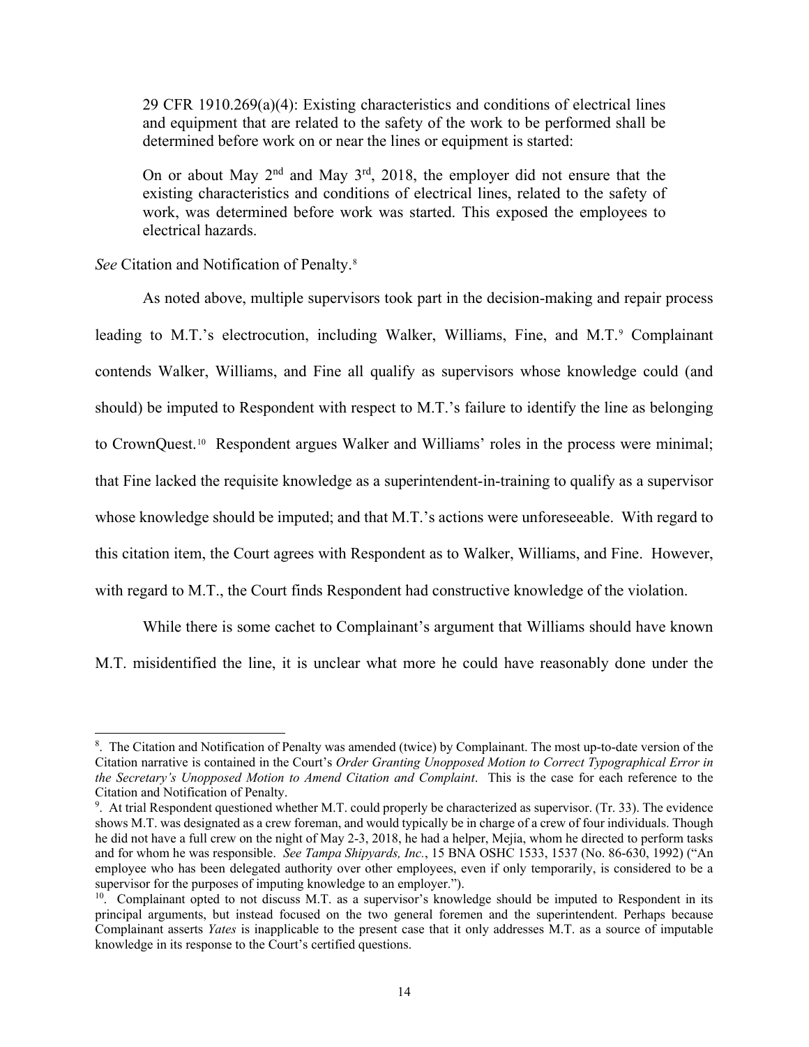> 29 CFR 1910.269(a)(4): Existing characteristics and conditions of electrical lines and equipment that are related to the safety of the work to be performed shall be determined before work on or near the lines or equipment is started:
>
> On or about May 2nd and May 3rd, 2018, the employer did not ensure that the existing characteristics and conditions of electrical lines, related to the safety of work, was determined before work was started. This exposed the employees to electrical hazards.

*See* Citation and Notification of Penalty.[8]

As noted above, multiple supervisors took part in the decision-making and repair process leading to M.T.'s electrocution, including Walker, Williams, Fine, and M.T.[9] Complainant contends Walker, Williams, and Fine all qualify as supervisors whose knowledge could (and should) be imputed to Respondent with respect to M.T.'s failure to identify the line as belonging to CrownQuest.[10] Respondent argues Walker and Williams' roles in the process were minimal; that Fine lacked the requisite knowledge as a superintendent-in-training to qualify as a supervisor whose knowledge should be imputed; and that M.T.'s actions were unforeseeable. With regard to this citation item, the Court agrees with Respondent as to Walker, Williams, and Fine. However, with regard to M.T., the Court finds Respondent had constructive knowledge of the violation.

While there is some cachet to Complainant's argument that Williams should have known M.T. misidentified the line, it is unclear what more he could have reasonably done under the

---

[8]. The Citation and Notification of Penalty was amended (twice) by Complainant. The most up-to-date version of the Citation narrative is contained in the Court's *Order Granting Unopposed Motion to Correct Typographical Error in the Secretary's Unopposed Motion to Amend Citation and Complaint*. This is the case for each reference to the Citation and Notification of Penalty.

[9]. At trial Respondent questioned whether M.T. could properly be characterized as supervisor. (Tr. 33). The evidence shows M.T. was designated as a crew foreman, and would typically be in charge of a crew of four individuals. Though he did not have a full crew on the night of May 2-3, 2018, he had a helper, Mejia, whom he directed to perform tasks and for whom he was responsible. *See Tampa Shipyards, Inc.*, 15 BNA OSHC 1533, 1537 (No. 86-630, 1992) ("An employee who has been delegated authority over other employees, even if only temporarily, is considered to be a supervisor for the purposes of imputing knowledge to an employer.").

[10]. Complainant opted to not discuss M.T. as a supervisor's knowledge should be imputed to Respondent in its principal arguments, but instead focused on the two general foremen and the superintendent. Perhaps because Complainant asserts *Yates* is inapplicable to the present case that it only addresses M.T. as a source of imputable knowledge in its response to the Court's certified questions.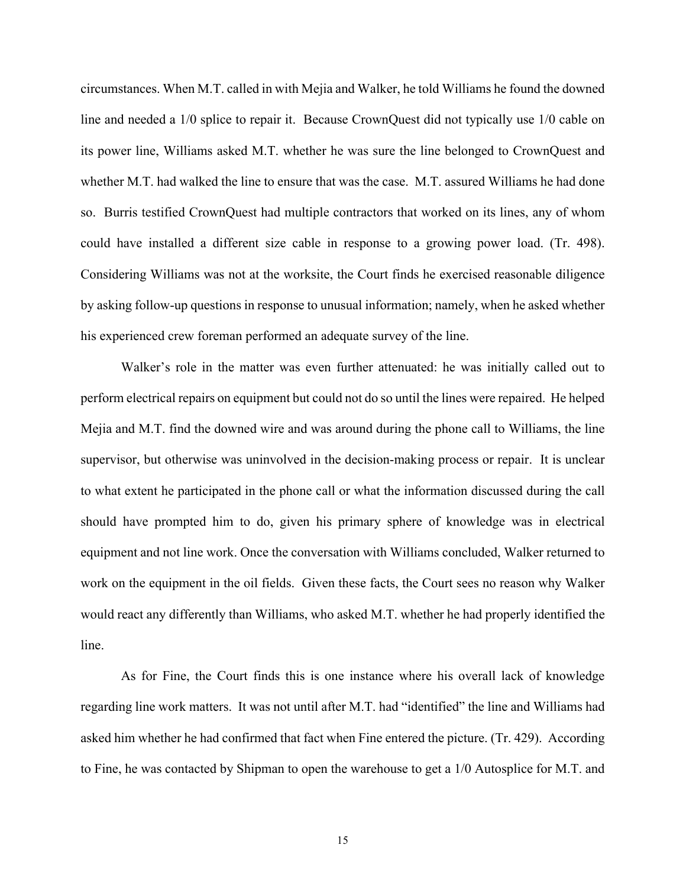circumstances. When M.T. called in with Mejia and Walker, he told Williams he found the downed line and needed a 1/0 splice to repair it. Because CrownQuest did not typically use 1/0 cable on its power line, Williams asked M.T. whether he was sure the line belonged to CrownQuest and whether M.T. had walked the line to ensure that was the case. M.T. assured Williams he had done so. Burris testified CrownQuest had multiple contractors that worked on its lines, any of whom could have installed a different size cable in response to a growing power load. (Tr. 498). Considering Williams was not at the worksite, the Court finds he exercised reasonable diligence by asking follow-up questions in response to unusual information; namely, when he asked whether his experienced crew foreman performed an adequate survey of the line.

Walker's role in the matter was even further attenuated: he was initially called out to perform electrical repairs on equipment but could not do so until the lines were repaired. He helped Mejia and M.T. find the downed wire and was around during the phone call to Williams, the line supervisor, but otherwise was uninvolved in the decision-making process or repair. It is unclear to what extent he participated in the phone call or what the information discussed during the call should have prompted him to do, given his primary sphere of knowledge was in electrical equipment and not line work. Once the conversation with Williams concluded, Walker returned to work on the equipment in the oil fields. Given these facts, the Court sees no reason why Walker would react any differently than Williams, who asked M.T. whether he had properly identified the line.

As for Fine, the Court finds this is one instance where his overall lack of knowledge regarding line work matters. It was not until after M.T. had "identified" the line and Williams had asked him whether he had confirmed that fact when Fine entered the picture. (Tr. 429). According to Fine, he was contacted by Shipman to open the warehouse to get a 1/0 Autosplice for M.T. and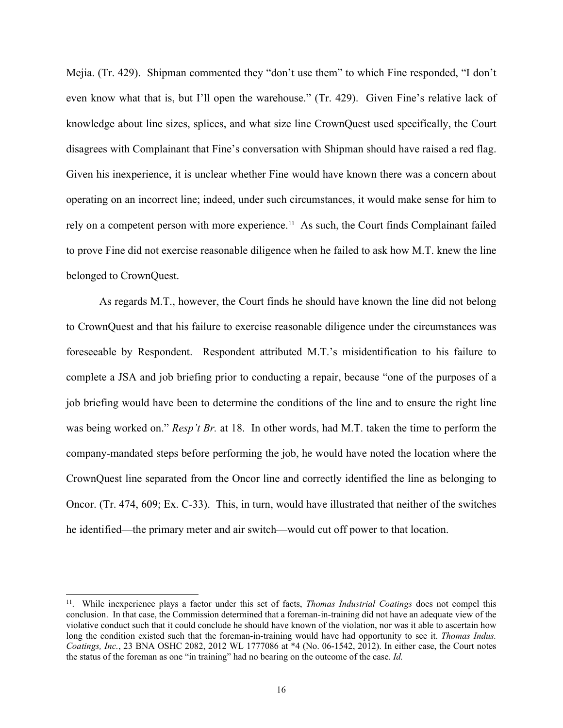Mejia. (Tr. 429). Shipman commented they "don't use them" to which Fine responded, "I don't even know what that is, but I'll open the warehouse." (Tr. 429). Given Fine's relative lack of knowledge about line sizes, splices, and what size line CrownQuest used specifically, the Court disagrees with Complainant that Fine's conversation with Shipman should have raised a red flag. Given his inexperience, it is unclear whether Fine would have known there was a concern about operating on an incorrect line; indeed, under such circumstances, it would make sense for him to rely on a competent person with more experience.[11] As such, the Court finds Complainant failed to prove Fine did not exercise reasonable diligence when he failed to ask how M.T. knew the line belonged to CrownQuest.

As regards M.T., however, the Court finds he should have known the line did not belong to CrownQuest and that his failure to exercise reasonable diligence under the circumstances was foreseeable by Respondent. Respondent attributed M.T.'s misidentification to his failure to complete a JSA and job briefing prior to conducting a repair, because "one of the purposes of a job briefing would have been to determine the conditions of the line and to ensure the right line was being worked on." *Resp't Br.* at 18. In other words, had M.T. taken the time to perform the company-mandated steps before performing the job, he would have noted the location where the CrownQuest line separated from the Oncor line and correctly identified the line as belonging to Oncor. (Tr. 474, 609; Ex. C-33). This, in turn, would have illustrated that neither of the switches he identified—the primary meter and air switch—would cut off power to that location.

---

[11]. While inexperience plays a factor under this set of facts, *Thomas Industrial Coatings* does not compel this conclusion. In that case, the Commission determined that a foreman-in-training did not have an adequate view of the violative conduct such that it could conclude he should have known of the violation, nor was it able to ascertain how long the condition existed such that the foreman-in-training would have had opportunity to see it. *Thomas Indus. Coatings, Inc.*, 23 BNA OSHC 2082, 2012 WL 1777086 at *4 (No. 06-1542, 2012). In either case, the Court notes the status of the foreman as one "in training" had no bearing on the outcome of the case. *Id.*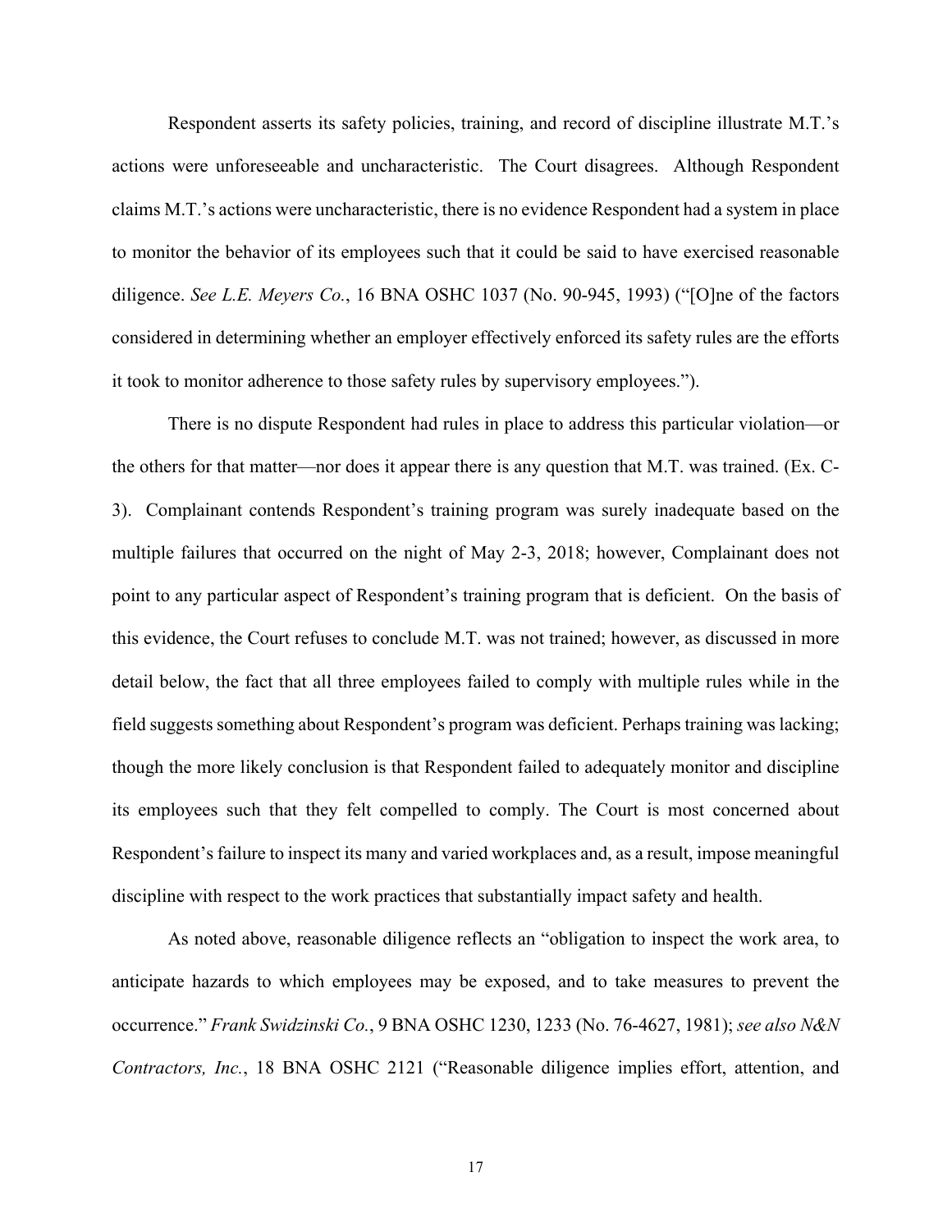Respondent asserts its safety policies, training, and record of discipline illustrate M.T.'s actions were unforeseeable and uncharacteristic. The Court disagrees. Although Respondent claims M.T.'s actions were uncharacteristic, there is no evidence Respondent had a system in place to monitor the behavior of its employees such that it could be said to have exercised reasonable diligence. *See L.E. Meyers Co.*, 16 BNA OSHC 1037 (No. 90-945, 1993) ("[O]ne of the factors considered in determining whether an employer effectively enforced its safety rules are the efforts it took to monitor adherence to those safety rules by supervisory employees.").

There is no dispute Respondent had rules in place to address this particular violation—or the others for that matter—nor does it appear there is any question that M.T. was trained. (Ex. C-3). Complainant contends Respondent's training program was surely inadequate based on the multiple failures that occurred on the night of May 2-3, 2018; however, Complainant does not point to any particular aspect of Respondent's training program that is deficient. On the basis of this evidence, the Court refuses to conclude M.T. was not trained; however, as discussed in more detail below, the fact that all three employees failed to comply with multiple rules while in the field suggests something about Respondent's program was deficient. Perhaps training was lacking; though the more likely conclusion is that Respondent failed to adequately monitor and discipline its employees such that they felt compelled to comply. The Court is most concerned about Respondent's failure to inspect its many and varied workplaces and, as a result, impose meaningful discipline with respect to the work practices that substantially impact safety and health.

As noted above, reasonable diligence reflects an "obligation to inspect the work area, to anticipate hazards to which employees may be exposed, and to take measures to prevent the occurrence." *Frank Swidzinski Co.*, 9 BNA OSHC 1230, 1233 (No. 76-4627, 1981); *see also N&N Contractors, Inc.*, 18 BNA OSHC 2121 ("Reasonable diligence implies effort, attention, and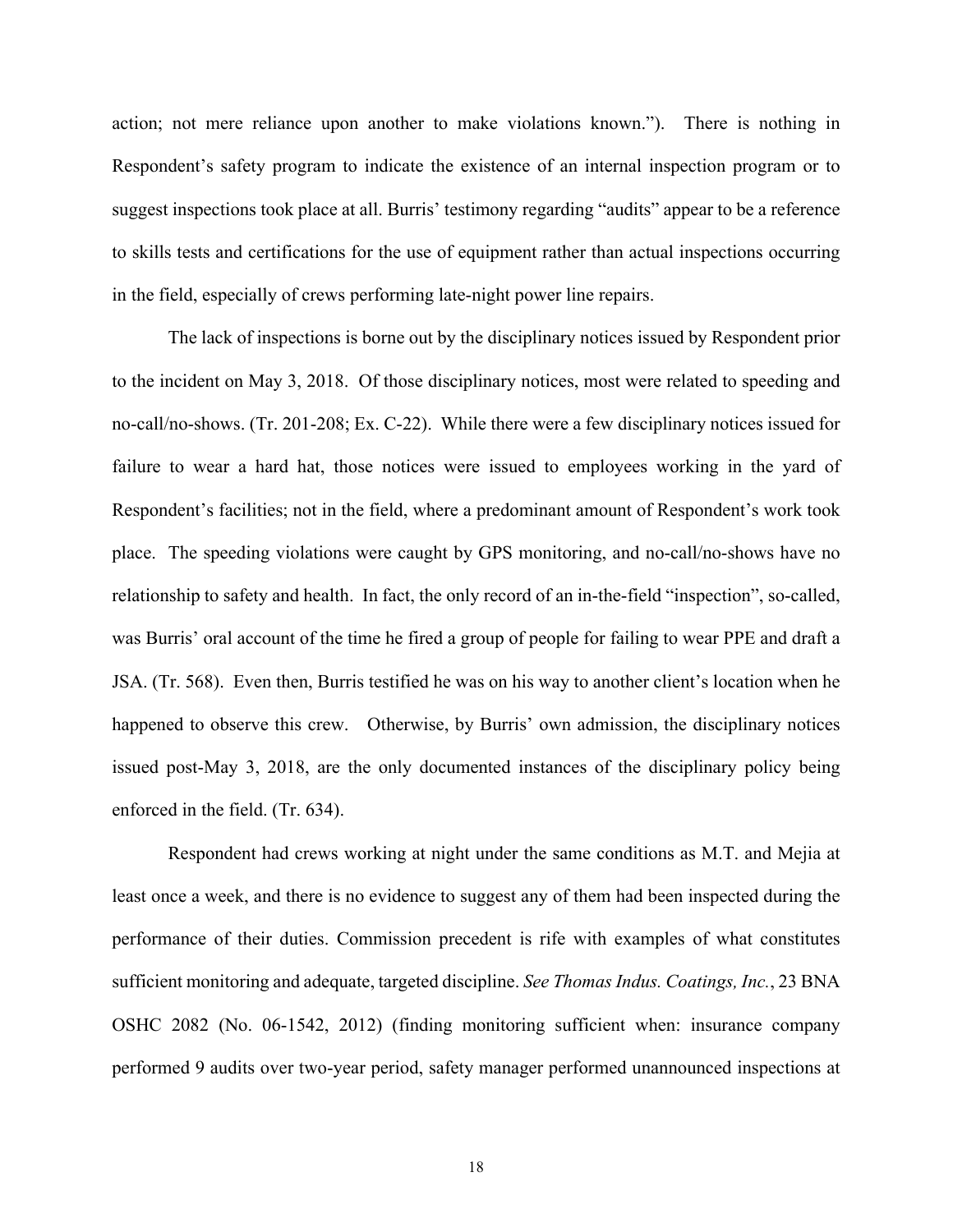action; not mere reliance upon another to make violations known."). There is nothing in Respondent's safety program to indicate the existence of an internal inspection program or to suggest inspections took place at all. Burris' testimony regarding "audits" appear to be a reference to skills tests and certifications for the use of equipment rather than actual inspections occurring in the field, especially of crews performing late-night power line repairs.

The lack of inspections is borne out by the disciplinary notices issued by Respondent prior to the incident on May 3, 2018. Of those disciplinary notices, most were related to speeding and no-call/no-shows. (Tr. 201-208; Ex. C-22). While there were a few disciplinary notices issued for failure to wear a hard hat, those notices were issued to employees working in the yard of Respondent's facilities; not in the field, where a predominant amount of Respondent's work took place. The speeding violations were caught by GPS monitoring, and no-call/no-shows have no relationship to safety and health. In fact, the only record of an in-the-field "inspection", so-called, was Burris' oral account of the time he fired a group of people for failing to wear PPE and draft a JSA. (Tr. 568). Even then, Burris testified he was on his way to another client's location when he happened to observe this crew. Otherwise, by Burris' own admission, the disciplinary notices issued post-May 3, 2018, are the only documented instances of the disciplinary policy being enforced in the field. (Tr. 634).

Respondent had crews working at night under the same conditions as M.T. and Mejia at least once a week, and there is no evidence to suggest any of them had been inspected during the performance of their duties. Commission precedent is rife with examples of what constitutes sufficient monitoring and adequate, targeted discipline. *See Thomas Indus. Coatings, Inc.*, 23 BNA OSHC 2082 (No. 06-1542, 2012) (finding monitoring sufficient when: insurance company performed 9 audits over two-year period, safety manager performed unannounced inspections at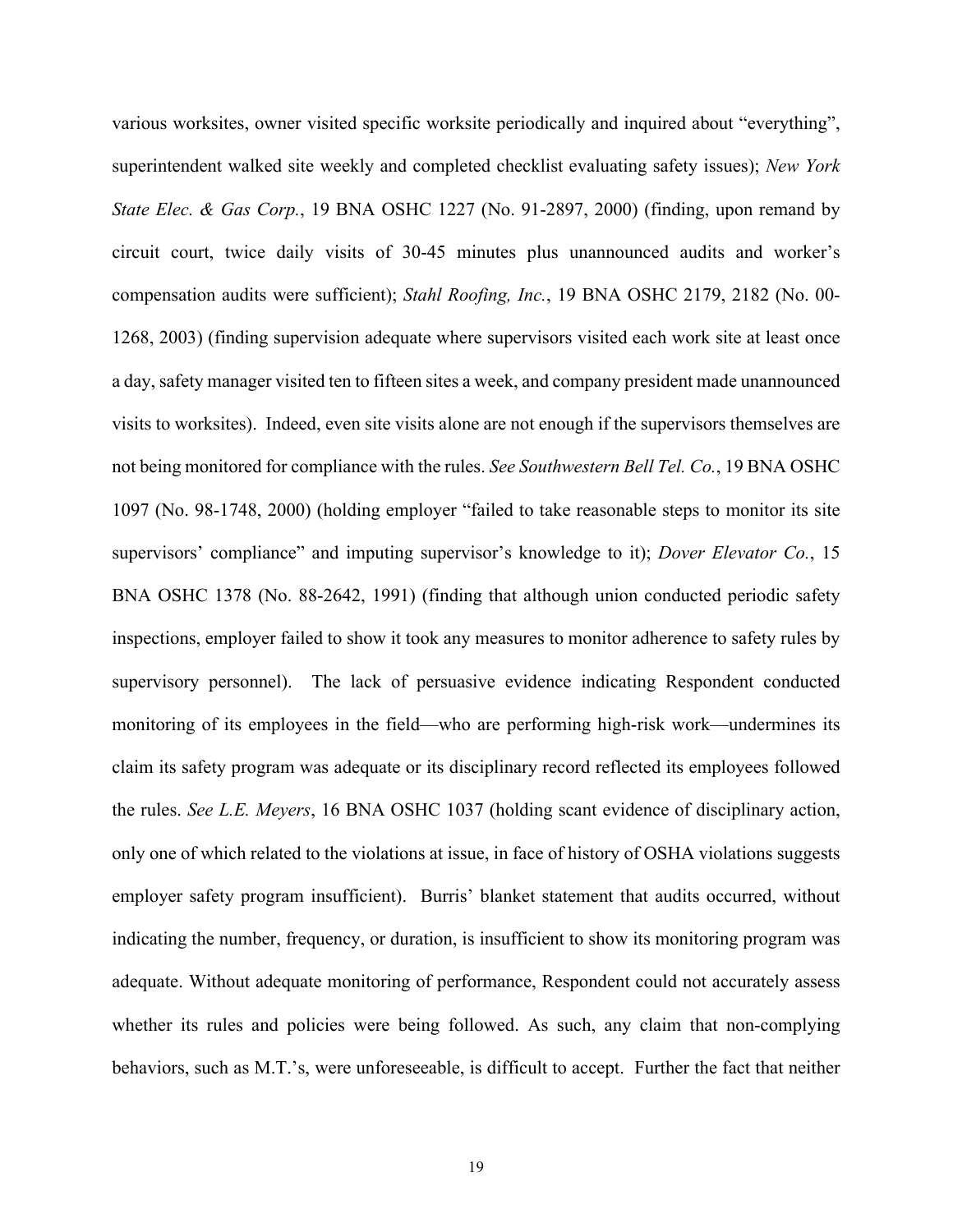various worksites, owner visited specific worksite periodically and inquired about "everything", superintendent walked site weekly and completed checklist evaluating safety issues); *New York State Elec. & Gas Corp.*, 19 BNA OSHC 1227 (No. 91-2897, 2000) (finding, upon remand by circuit court, twice daily visits of 30-45 minutes plus unannounced audits and worker's compensation audits were sufficient); *Stahl Roofing, Inc.*, 19 BNA OSHC 2179, 2182 (No. 00-1268, 2003) (finding supervision adequate where supervisors visited each work site at least once a day, safety manager visited ten to fifteen sites a week, and company president made unannounced visits to worksites). Indeed, even site visits alone are not enough if the supervisors themselves are not being monitored for compliance with the rules. *See Southwestern Bell Tel. Co.*, 19 BNA OSHC 1097 (No. 98-1748, 2000) (holding employer "failed to take reasonable steps to monitor its site supervisors' compliance" and imputing supervisor's knowledge to it); *Dover Elevator Co.*, 15 BNA OSHC 1378 (No. 88-2642, 1991) (finding that although union conducted periodic safety inspections, employer failed to show it took any measures to monitor adherence to safety rules by supervisory personnel). The lack of persuasive evidence indicating Respondent conducted monitoring of its employees in the field—who are performing high-risk work—undermines its claim its safety program was adequate or its disciplinary record reflected its employees followed the rules. *See L.E. Meyers*, 16 BNA OSHC 1037 (holding scant evidence of disciplinary action, only one of which related to the violations at issue, in face of history of OSHA violations suggests employer safety program insufficient). Burris' blanket statement that audits occurred, without indicating the number, frequency, or duration, is insufficient to show its monitoring program was adequate. Without adequate monitoring of performance, Respondent could not accurately assess whether its rules and policies were being followed. As such, any claim that non-complying behaviors, such as M.T.'s, were unforeseeable, is difficult to accept. Further the fact that neither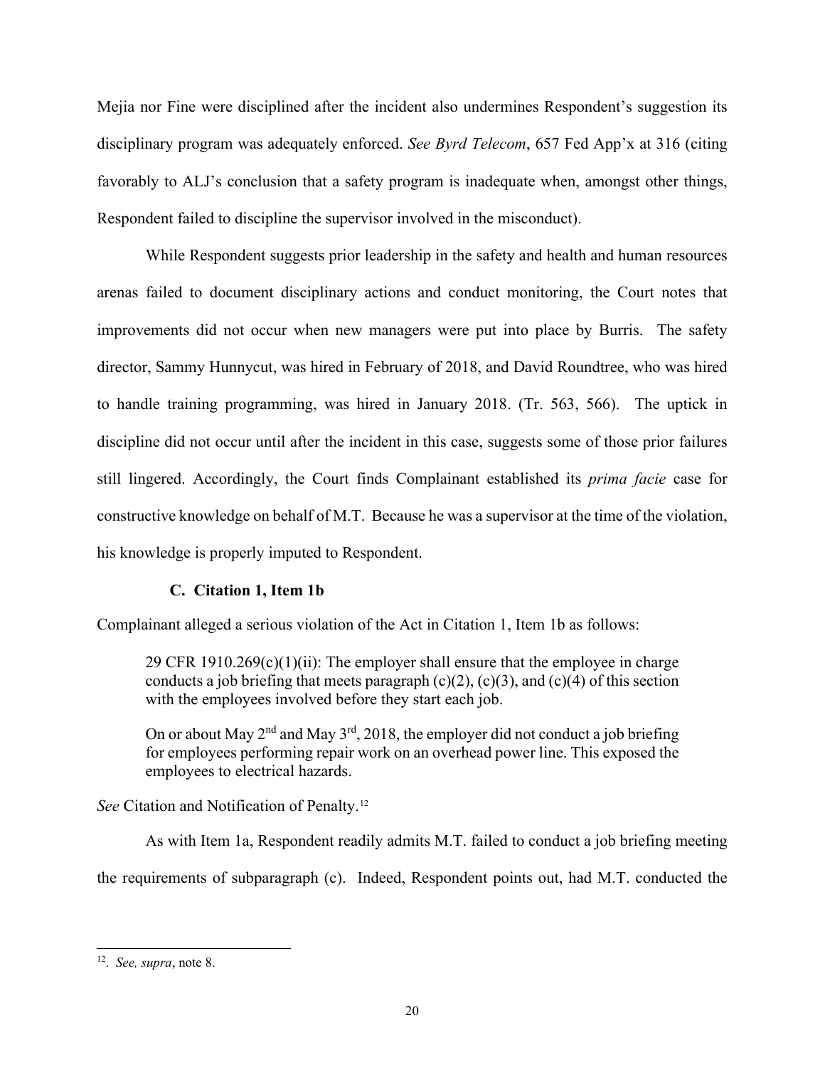Mejia nor Fine were disciplined after the incident also undermines Respondent's suggestion its disciplinary program was adequately enforced. *See Byrd Telecom*, 657 Fed App'x at 316 (citing favorably to ALJ's conclusion that a safety program is inadequate when, amongst other things, Respondent failed to discipline the supervisor involved in the misconduct).

While Respondent suggests prior leadership in the safety and health and human resources arenas failed to document disciplinary actions and conduct monitoring, the Court notes that improvements did not occur when new managers were put into place by Burris. The safety director, Sammy Hunnycut, was hired in February of 2018, and David Roundtree, who was hired to handle training programming, was hired in January 2018. (Tr. 563, 566). The uptick in discipline did not occur until after the incident in this case, suggests some of those prior failures still lingered. Accordingly, the Court finds Complainant established its *prima facie* case for constructive knowledge on behalf of M.T. Because he was a supervisor at the time of the violation, his knowledge is properly imputed to Respondent.

### C. Citation 1, Item 1b

Complainant alleged a serious violation of the Act in Citation 1, Item 1b as follows:

> 29 CFR 1910.269(c)(1)(ii): The employer shall ensure that the employee in charge conducts a job briefing that meets paragraph (c)(2), (c)(3), and (c)(4) of this section with the employees involved before they start each job.
>
> On or about May 2nd and May 3rd, 2018, the employer did not conduct a job briefing for employees performing repair work on an overhead power line. This exposed the employees to electrical hazards.

*See* Citation and Notification of Penalty.[12]

As with Item 1a, Respondent readily admits M.T. failed to conduct a job briefing meeting the requirements of subparagraph (c). Indeed, Respondent points out, had M.T. conducted the

---

[12]. *See, supra*, note 8.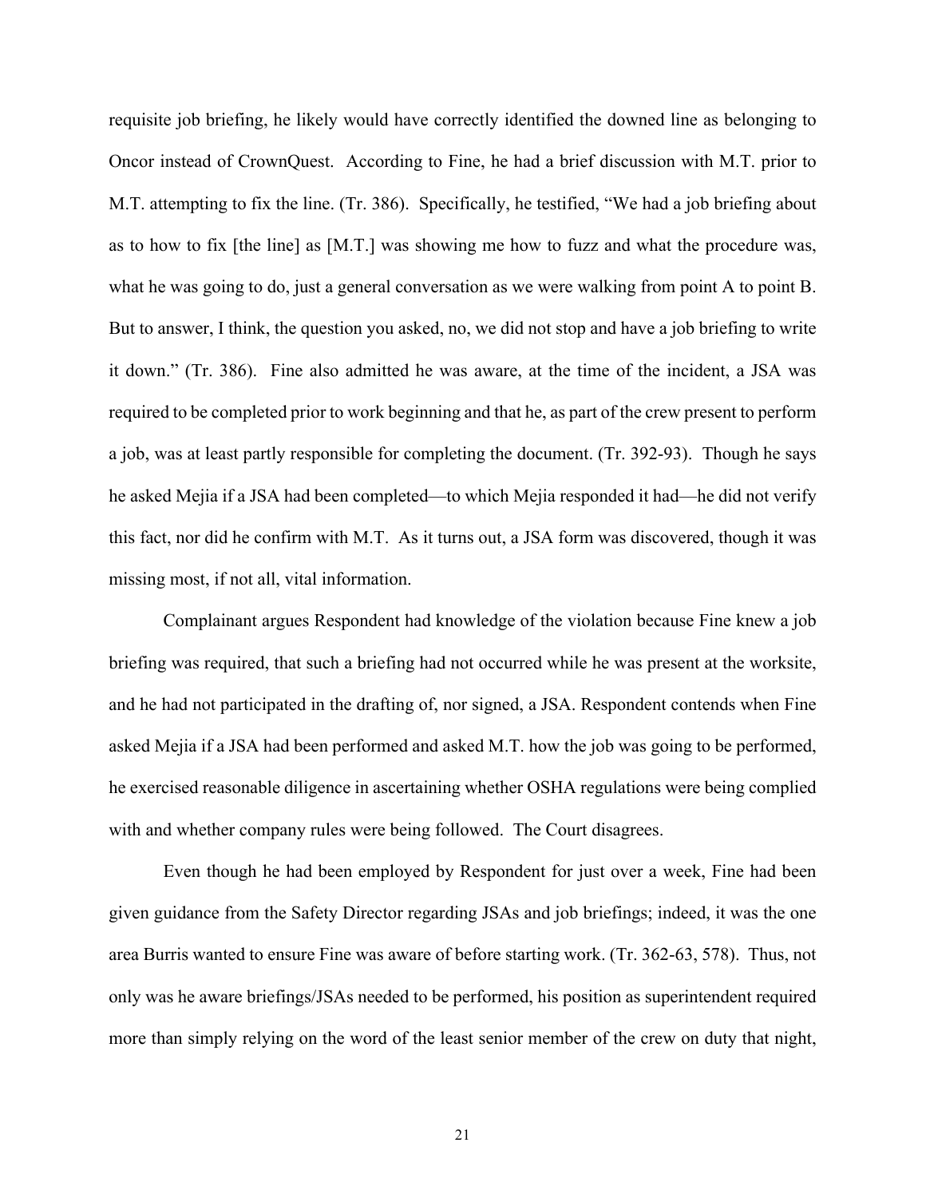requisite job briefing, he likely would have correctly identified the downed line as belonging to Oncor instead of CrownQuest. According to Fine, he had a brief discussion with M.T. prior to M.T. attempting to fix the line. (Tr. 386). Specifically, he testified, "We had a job briefing about as to how to fix [the line] as [M.T.] was showing me how to fuzz and what the procedure was, what he was going to do, just a general conversation as we were walking from point A to point B. But to answer, I think, the question you asked, no, we did not stop and have a job briefing to write it down." (Tr. 386). Fine also admitted he was aware, at the time of the incident, a JSA was required to be completed prior to work beginning and that he, as part of the crew present to perform a job, was at least partly responsible for completing the document. (Tr. 392-93). Though he says he asked Mejia if a JSA had been completed—to which Mejia responded it had—he did not verify this fact, nor did he confirm with M.T. As it turns out, a JSA form was discovered, though it was missing most, if not all, vital information.

Complainant argues Respondent had knowledge of the violation because Fine knew a job briefing was required, that such a briefing had not occurred while he was present at the worksite, and he had not participated in the drafting of, nor signed, a JSA. Respondent contends when Fine asked Mejia if a JSA had been performed and asked M.T. how the job was going to be performed, he exercised reasonable diligence in ascertaining whether OSHA regulations were being complied with and whether company rules were being followed. The Court disagrees.

Even though he had been employed by Respondent for just over a week, Fine had been given guidance from the Safety Director regarding JSAs and job briefings; indeed, it was the one area Burris wanted to ensure Fine was aware of before starting work. (Tr. 362-63, 578). Thus, not only was he aware briefings/JSAs needed to be performed, his position as superintendent required more than simply relying on the word of the least senior member of the crew on duty that night,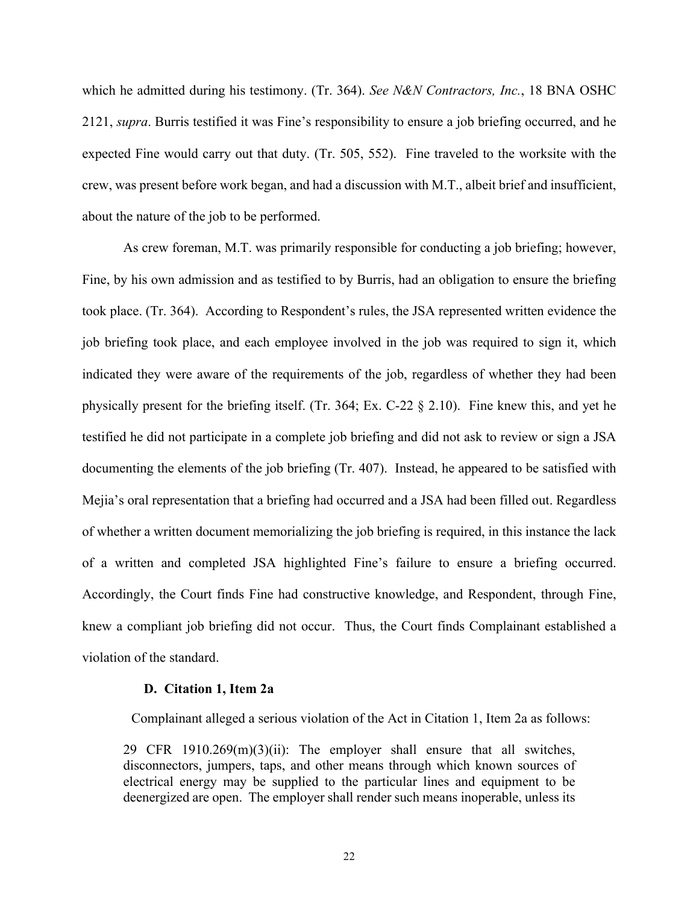which he admitted during his testimony. (Tr. 364). *See N&N Contractors, Inc.*, 18 BNA OSHC 2121, *supra*. Burris testified it was Fine's responsibility to ensure a job briefing occurred, and he expected Fine would carry out that duty. (Tr. 505, 552). Fine traveled to the worksite with the crew, was present before work began, and had a discussion with M.T., albeit brief and insufficient, about the nature of the job to be performed.

As crew foreman, M.T. was primarily responsible for conducting a job briefing; however, Fine, by his own admission and as testified to by Burris, had an obligation to ensure the briefing took place. (Tr. 364). According to Respondent's rules, the JSA represented written evidence the job briefing took place, and each employee involved in the job was required to sign it, which indicated they were aware of the requirements of the job, regardless of whether they had been physically present for the briefing itself. (Tr. 364; Ex. C-22 § 2.10). Fine knew this, and yet he testified he did not participate in a complete job briefing and did not ask to review or sign a JSA documenting the elements of the job briefing (Tr. 407). Instead, he appeared to be satisfied with Mejia's oral representation that a briefing had occurred and a JSA had been filled out. Regardless of whether a written document memorializing the job briefing is required, in this instance the lack of a written and completed JSA highlighted Fine's failure to ensure a briefing occurred. Accordingly, the Court finds Fine had constructive knowledge, and Respondent, through Fine, knew a compliant job briefing did not occur. Thus, the Court finds Complainant established a violation of the standard.

### D. Citation 1, Item 2a

Complainant alleged a serious violation of the Act in Citation 1, Item 2a as follows:

> 29 CFR 1910.269(m)(3)(ii): The employer shall ensure that all switches, disconnectors, jumpers, taps, and other means through which known sources of electrical energy may be supplied to the particular lines and equipment to be deenergized are open. The employer shall render such means inoperable, unless its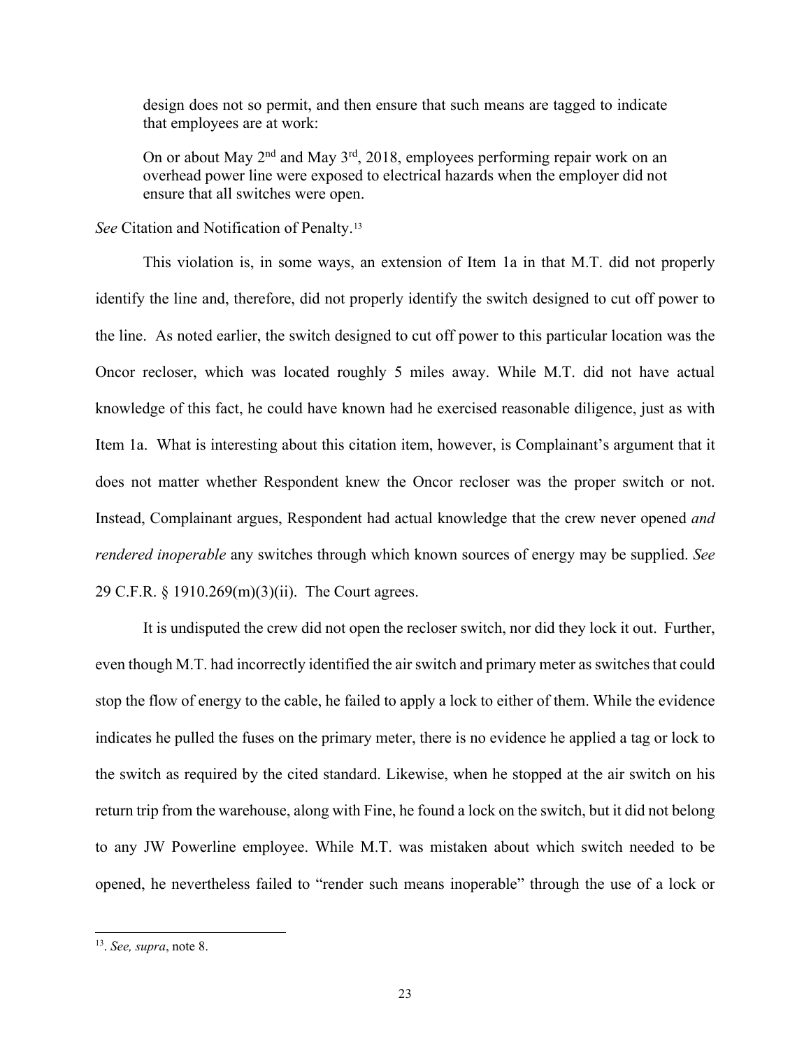> design does not so permit, and then ensure that such means are tagged to indicate that employees are at work:
>
> On or about May 2nd and May 3rd, 2018, employees performing repair work on an overhead power line were exposed to electrical hazards when the employer did not ensure that all switches were open.

*See* Citation and Notification of Penalty.[13]

This violation is, in some ways, an extension of Item 1a in that M.T. did not properly identify the line and, therefore, did not properly identify the switch designed to cut off power to the line. As noted earlier, the switch designed to cut off power to this particular location was the Oncor recloser, which was located roughly 5 miles away. While M.T. did not have actual knowledge of this fact, he could have known had he exercised reasonable diligence, just as with Item 1a. What is interesting about this citation item, however, is Complainant's argument that it does not matter whether Respondent knew the Oncor recloser was the proper switch or not. Instead, Complainant argues, Respondent had actual knowledge that the crew never opened *and rendered inoperable* any switches through which known sources of energy may be supplied. *See* 29 C.F.R. § 1910.269(m)(3)(ii). The Court agrees.

It is undisputed the crew did not open the recloser switch, nor did they lock it out. Further, even though M.T. had incorrectly identified the air switch and primary meter as switches that could stop the flow of energy to the cable, he failed to apply a lock to either of them. While the evidence indicates he pulled the fuses on the primary meter, there is no evidence he applied a tag or lock to the switch as required by the cited standard. Likewise, when he stopped at the air switch on his return trip from the warehouse, along with Fine, he found a lock on the switch, but it did not belong to any JW Powerline employee. While M.T. was mistaken about which switch needed to be opened, he nevertheless failed to "render such means inoperable" through the use of a lock or

---

[13]. *See, supra*, note 8.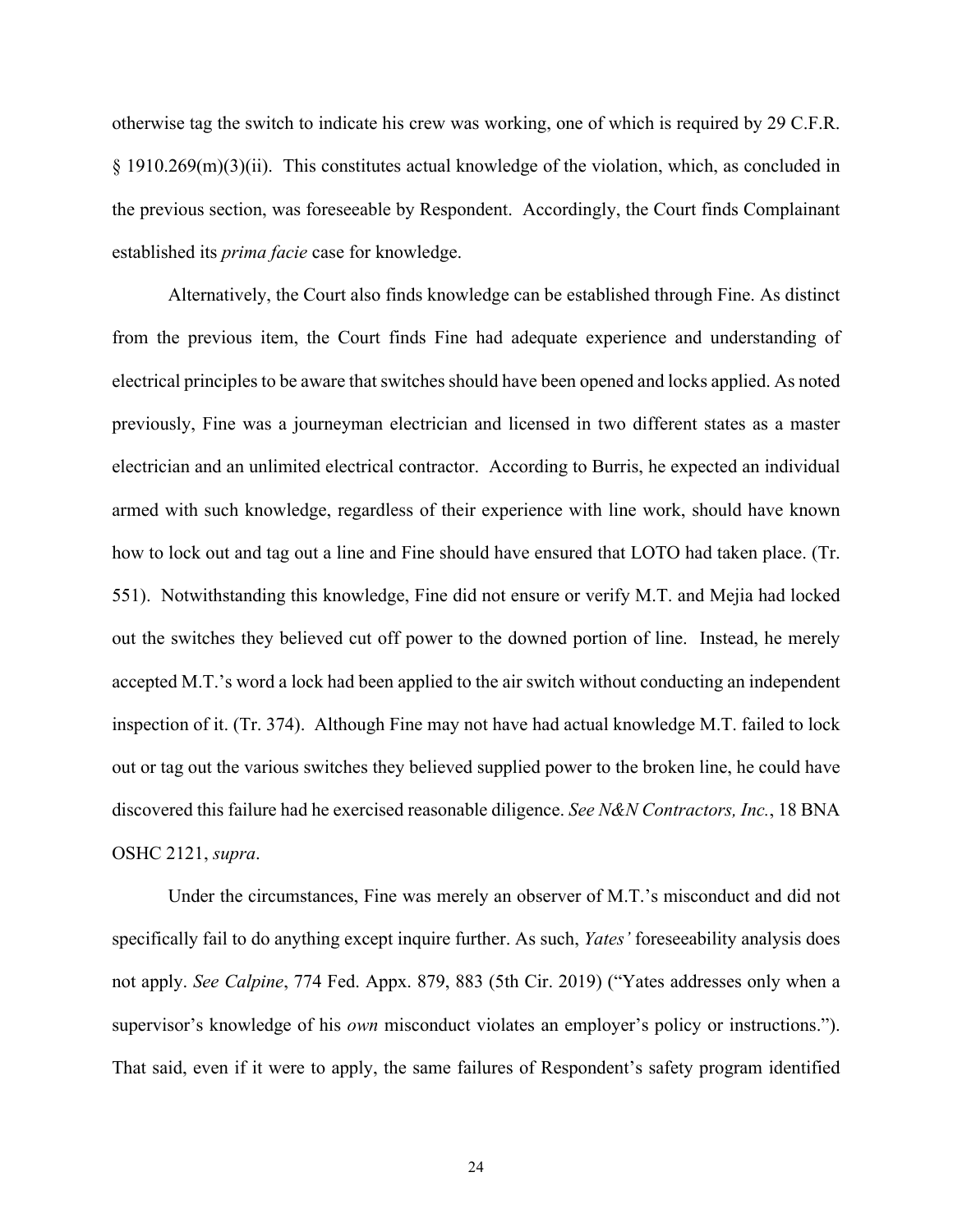otherwise tag the switch to indicate his crew was working, one of which is required by 29 C.F.R. § 1910.269(m)(3)(ii). This constitutes actual knowledge of the violation, which, as concluded in the previous section, was foreseeable by Respondent. Accordingly, the Court finds Complainant established its *prima facie* case for knowledge.

Alternatively, the Court also finds knowledge can be established through Fine. As distinct from the previous item, the Court finds Fine had adequate experience and understanding of electrical principles to be aware that switches should have been opened and locks applied. As noted previously, Fine was a journeyman electrician and licensed in two different states as a master electrician and an unlimited electrical contractor. According to Burris, he expected an individual armed with such knowledge, regardless of their experience with line work, should have known how to lock out and tag out a line and Fine should have ensured that LOTO had taken place. (Tr. 551). Notwithstanding this knowledge, Fine did not ensure or verify M.T. and Mejia had locked out the switches they believed cut off power to the downed portion of line. Instead, he merely accepted M.T.'s word a lock had been applied to the air switch without conducting an independent inspection of it. (Tr. 374). Although Fine may not have had actual knowledge M.T. failed to lock out or tag out the various switches they believed supplied power to the broken line, he could have discovered this failure had he exercised reasonable diligence. *See N&N Contractors, Inc.*, 18 BNA OSHC 2121, *supra*.

Under the circumstances, Fine was merely an observer of M.T.'s misconduct and did not specifically fail to do anything except inquire further. As such, *Yates'* foreseeability analysis does not apply. *See Calpine*, 774 Fed. Appx. 879, 883 (5th Cir. 2019) ("Yates addresses only when a supervisor's knowledge of his *own* misconduct violates an employer's policy or instructions."). That said, even if it were to apply, the same failures of Respondent's safety program identified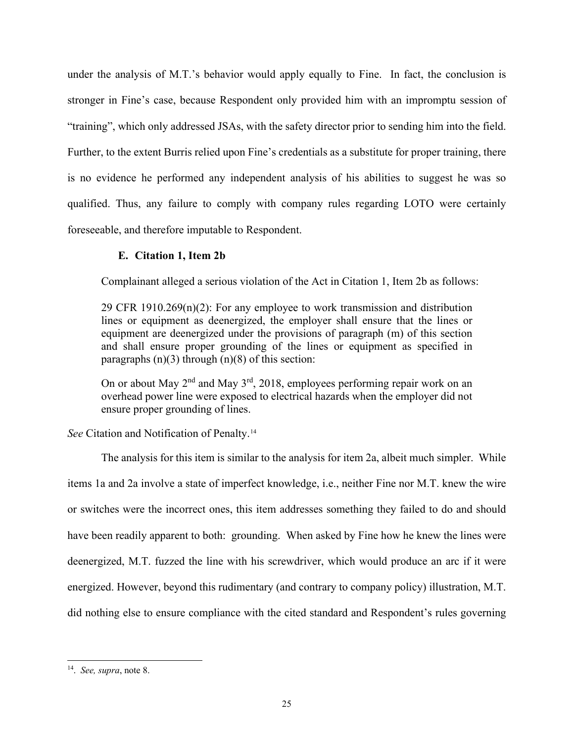under the analysis of M.T.'s behavior would apply equally to Fine. In fact, the conclusion is stronger in Fine's case, because Respondent only provided him with an impromptu session of "training", which only addressed JSAs, with the safety director prior to sending him into the field. Further, to the extent Burris relied upon Fine's credentials as a substitute for proper training, there is no evidence he performed any independent analysis of his abilities to suggest he was so qualified. Thus, any failure to comply with company rules regarding LOTO were certainly foreseeable, and therefore imputable to Respondent.

### E. Citation 1, Item 2b

Complainant alleged a serious violation of the Act in Citation 1, Item 2b as follows:

> 29 CFR 1910.269(n)(2): For any employee to work transmission and distribution lines or equipment as deenergized, the employer shall ensure that the lines or equipment are deenergized under the provisions of paragraph (m) of this section and shall ensure proper grounding of the lines or equipment as specified in paragraphs (n)(3) through (n)(8) of this section:
>
> On or about May 2nd and May 3rd, 2018, employees performing repair work on an overhead power line were exposed to electrical hazards when the employer did not ensure proper grounding of lines.

*See* Citation and Notification of Penalty.[14]

The analysis for this item is similar to the analysis for item 2a, albeit much simpler. While items 1a and 2a involve a state of imperfect knowledge, i.e., neither Fine nor M.T. knew the wire or switches were the incorrect ones, this item addresses something they failed to do and should have been readily apparent to both: grounding. When asked by Fine how he knew the lines were deenergized, M.T. fuzzed the line with his screwdriver, which would produce an arc if it were energized. However, beyond this rudimentary (and contrary to company policy) illustration, M.T. did nothing else to ensure compliance with the cited standard and Respondent's rules governing

---

[14]. *See, supra*, note 8.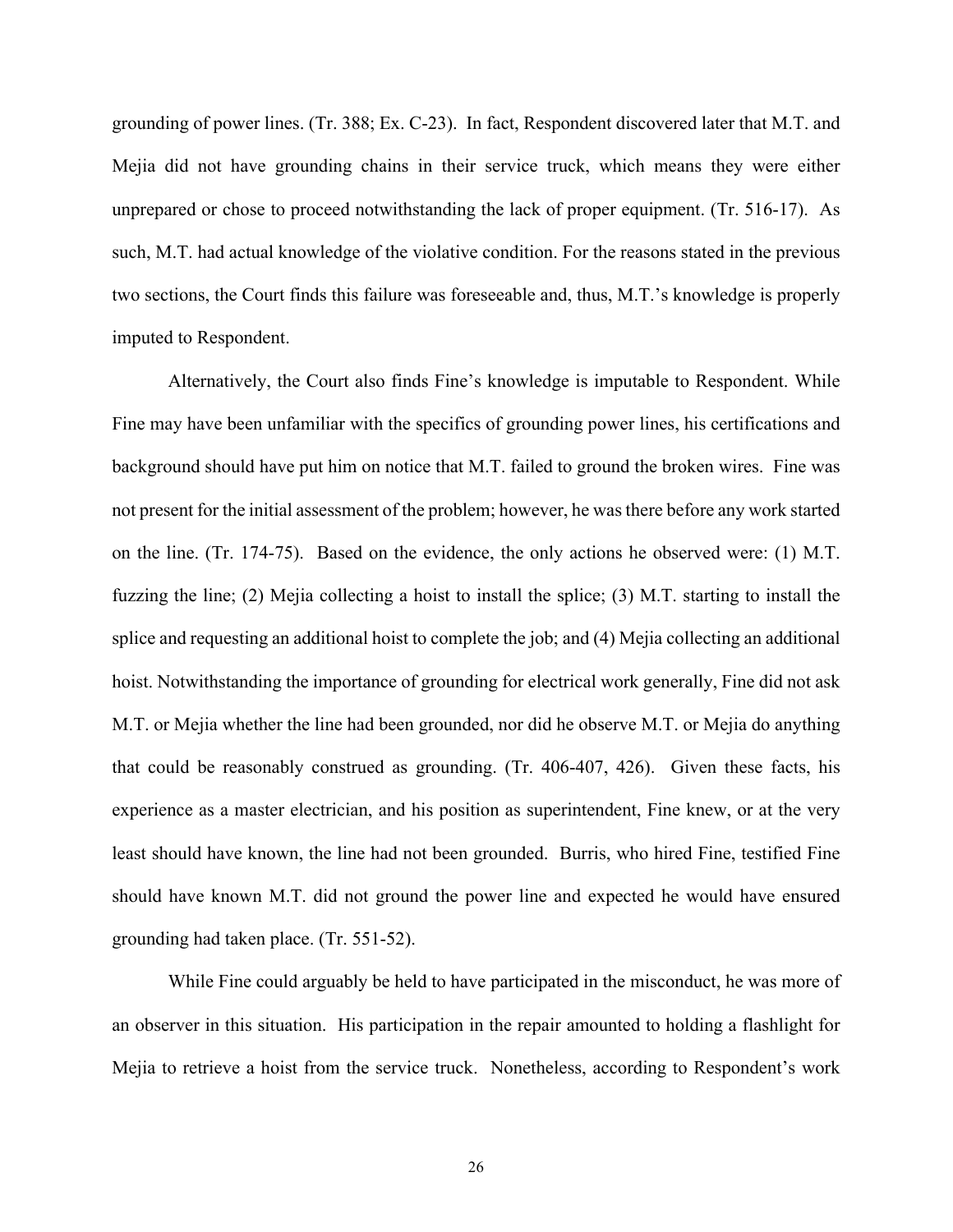grounding of power lines. (Tr. 388; Ex. C-23). In fact, Respondent discovered later that M.T. and Mejia did not have grounding chains in their service truck, which means they were either unprepared or chose to proceed notwithstanding the lack of proper equipment. (Tr. 516-17). As such, M.T. had actual knowledge of the violative condition. For the reasons stated in the previous two sections, the Court finds this failure was foreseeable and, thus, M.T.'s knowledge is properly imputed to Respondent.

Alternatively, the Court also finds Fine's knowledge is imputable to Respondent. While Fine may have been unfamiliar with the specifics of grounding power lines, his certifications and background should have put him on notice that M.T. failed to ground the broken wires. Fine was not present for the initial assessment of the problem; however, he was there before any work started on the line. (Tr. 174-75). Based on the evidence, the only actions he observed were: (1) M.T. fuzzing the line; (2) Mejia collecting a hoist to install the splice; (3) M.T. starting to install the splice and requesting an additional hoist to complete the job; and (4) Mejia collecting an additional hoist. Notwithstanding the importance of grounding for electrical work generally, Fine did not ask M.T. or Mejia whether the line had been grounded, nor did he observe M.T. or Mejia do anything that could be reasonably construed as grounding. (Tr. 406-407, 426). Given these facts, his experience as a master electrician, and his position as superintendent, Fine knew, or at the very least should have known, the line had not been grounded. Burris, who hired Fine, testified Fine should have known M.T. did not ground the power line and expected he would have ensured grounding had taken place. (Tr. 551-52).

While Fine could arguably be held to have participated in the misconduct, he was more of an observer in this situation. His participation in the repair amounted to holding a flashlight for Mejia to retrieve a hoist from the service truck. Nonetheless, according to Respondent's work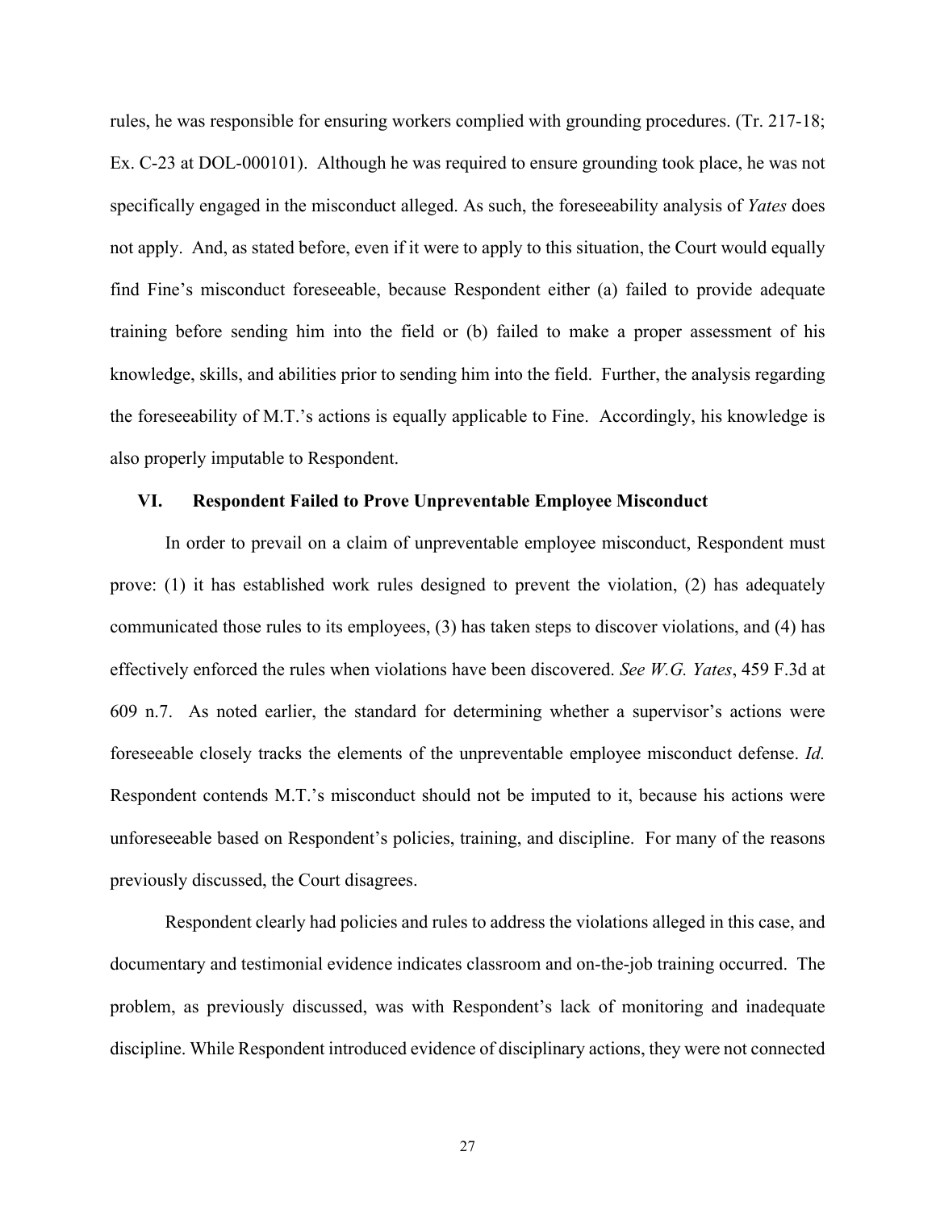rules, he was responsible for ensuring workers complied with grounding procedures. (Tr. 217-18; Ex. C-23 at DOL-000101). Although he was required to ensure grounding took place, he was not specifically engaged in the misconduct alleged. As such, the foreseeability analysis of *Yates* does not apply. And, as stated before, even if it were to apply to this situation, the Court would equally find Fine's misconduct foreseeable, because Respondent either (a) failed to provide adequate training before sending him into the field or (b) failed to make a proper assessment of his knowledge, skills, and abilities prior to sending him into the field. Further, the analysis regarding the foreseeability of M.T.'s actions is equally applicable to Fine. Accordingly, his knowledge is also properly imputable to Respondent.

## VI. Respondent Failed to Prove Unpreventable Employee Misconduct

In order to prevail on a claim of unpreventable employee misconduct, Respondent must prove: (1) it has established work rules designed to prevent the violation, (2) has adequately communicated those rules to its employees, (3) has taken steps to discover violations, and (4) has effectively enforced the rules when violations have been discovered. *See W.G. Yates*, 459 F.3d at 609 n.7. As noted earlier, the standard for determining whether a supervisor's actions were foreseeable closely tracks the elements of the unpreventable employee misconduct defense. *Id.* Respondent contends M.T.'s misconduct should not be imputed to it, because his actions were unforeseeable based on Respondent's policies, training, and discipline. For many of the reasons previously discussed, the Court disagrees.

Respondent clearly had policies and rules to address the violations alleged in this case, and documentary and testimonial evidence indicates classroom and on-the-job training occurred. The problem, as previously discussed, was with Respondent's lack of monitoring and inadequate discipline. While Respondent introduced evidence of disciplinary actions, they were not connected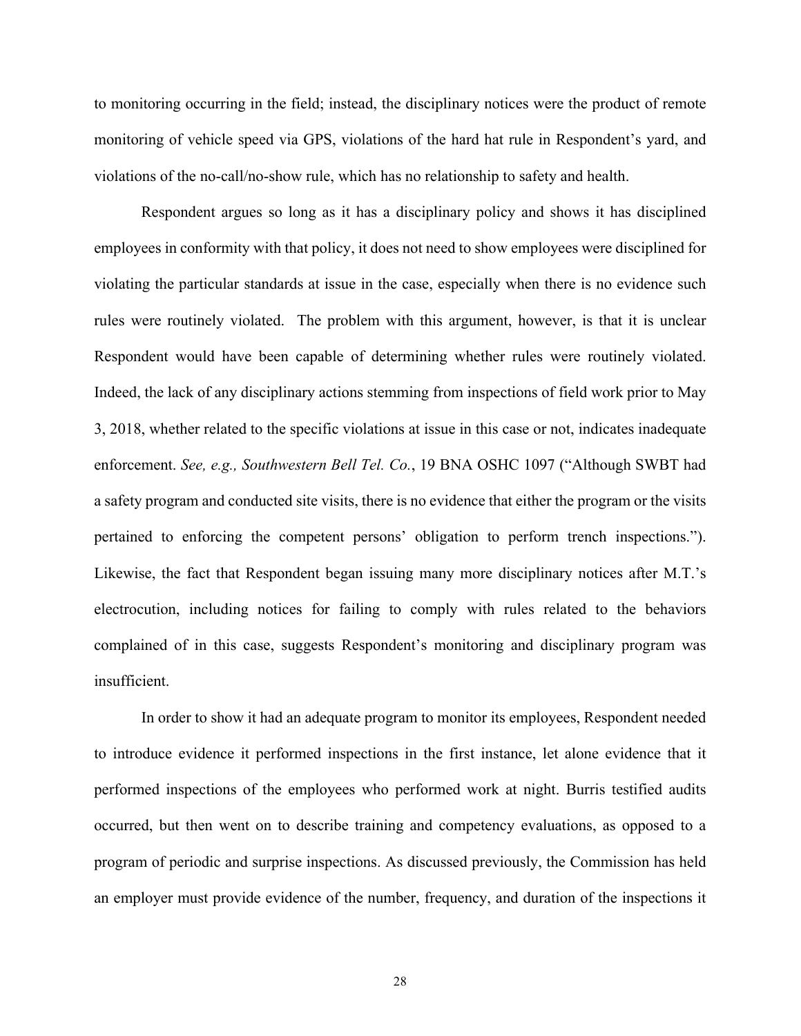to monitoring occurring in the field; instead, the disciplinary notices were the product of remote monitoring of vehicle speed via GPS, violations of the hard hat rule in Respondent's yard, and violations of the no-call/no-show rule, which has no relationship to safety and health.

Respondent argues so long as it has a disciplinary policy and shows it has disciplined employees in conformity with that policy, it does not need to show employees were disciplined for violating the particular standards at issue in the case, especially when there is no evidence such rules were routinely violated. The problem with this argument, however, is that it is unclear Respondent would have been capable of determining whether rules were routinely violated. Indeed, the lack of any disciplinary actions stemming from inspections of field work prior to May 3, 2018, whether related to the specific violations at issue in this case or not, indicates inadequate enforcement. *See, e.g., Southwestern Bell Tel. Co.*, 19 BNA OSHC 1097 ("Although SWBT had a safety program and conducted site visits, there is no evidence that either the program or the visits pertained to enforcing the competent persons' obligation to perform trench inspections."). Likewise, the fact that Respondent began issuing many more disciplinary notices after M.T.'s electrocution, including notices for failing to comply with rules related to the behaviors complained of in this case, suggests Respondent's monitoring and disciplinary program was insufficient.

In order to show it had an adequate program to monitor its employees, Respondent needed to introduce evidence it performed inspections in the first instance, let alone evidence that it performed inspections of the employees who performed work at night. Burris testified audits occurred, but then went on to describe training and competency evaluations, as opposed to a program of periodic and surprise inspections. As discussed previously, the Commission has held an employer must provide evidence of the number, frequency, and duration of the inspections it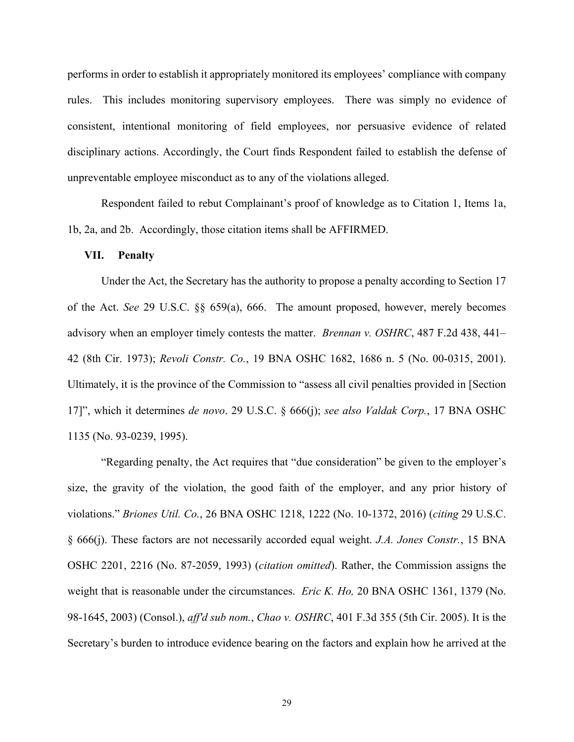performs in order to establish it appropriately monitored its employees' compliance with company rules. This includes monitoring supervisory employees. There was simply no evidence of consistent, intentional monitoring of field employees, nor persuasive evidence of related disciplinary actions. Accordingly, the Court finds Respondent failed to establish the defense of unpreventable employee misconduct as to any of the violations alleged.

Respondent failed to rebut Complainant's proof of knowledge as to Citation 1, Items 1a, 1b, 2a, and 2b. Accordingly, those citation items shall be AFFIRMED.

## VII. Penalty

Under the Act, the Secretary has the authority to propose a penalty according to Section 17 of the Act. *See* 29 U.S.C. §§ 659(a), 666. The amount proposed, however, merely becomes advisory when an employer timely contests the matter. *Brennan v. OSHRC*, 487 F.2d 438, 441–42 (8th Cir. 1973); *Revoli Constr. Co.*, 19 BNA OSHC 1682, 1686 n. 5 (No. 00-0315, 2001). Ultimately, it is the province of the Commission to "assess all civil penalties provided in [Section 17]", which it determines *de novo*. 29 U.S.C. § 666(j); *see also Valdak Corp.*, 17 BNA OSHC 1135 (No. 93-0239, 1995).

"Regarding penalty, the Act requires that "due consideration" be given to the employer's size, the gravity of the violation, the good faith of the employer, and any prior history of violations." *Briones Util. Co.*, 26 BNA OSHC 1218, 1222 (No. 10-1372, 2016) (*citing* 29 U.S.C. § 666(j). These factors are not necessarily accorded equal weight. *J.A. Jones Constr.*, 15 BNA OSHC 2201, 2216 (No. 87-2059, 1993) (*citation omitted*). Rather, the Commission assigns the weight that is reasonable under the circumstances. *Eric K. Ho,* 20 BNA OSHC 1361, 1379 (No. 98-1645, 2003) (Consol.), *aff'd sub nom.*, *Chao v. OSHRC*, 401 F.3d 355 (5th Cir. 2005). It is the Secretary's burden to introduce evidence bearing on the factors and explain how he arrived at the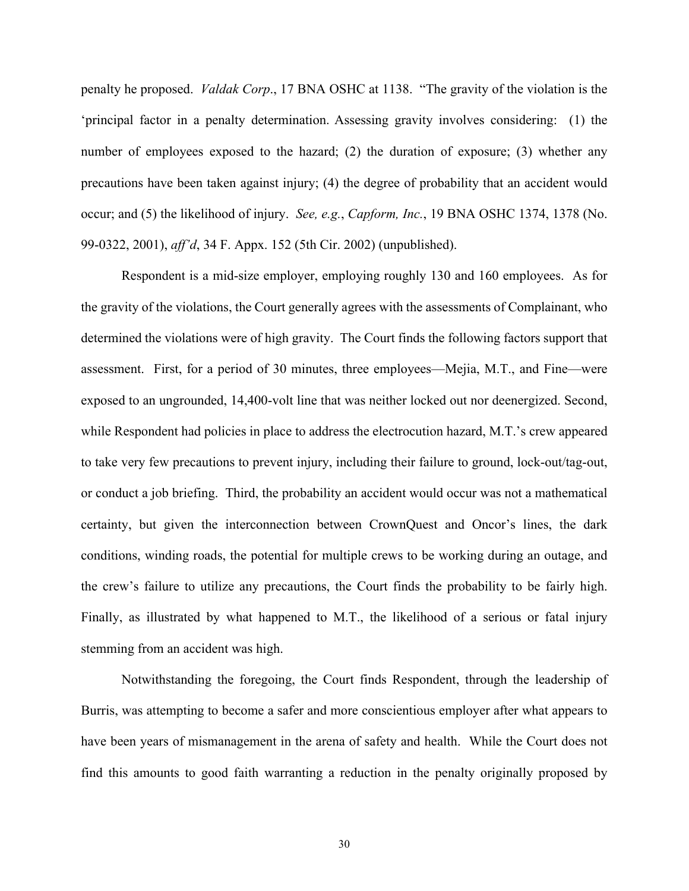penalty he proposed. *Valdak Corp*., 17 BNA OSHC at 1138. "The gravity of the violation is the 'principal factor in a penalty determination. Assessing gravity involves considering: (1) the number of employees exposed to the hazard; (2) the duration of exposure; (3) whether any precautions have been taken against injury; (4) the degree of probability that an accident would occur; and (5) the likelihood of injury. *See, e.g.*, *Capform, Inc.*, 19 BNA OSHC 1374, 1378 (No. 99-0322, 2001), *aff'd*, 34 F. Appx. 152 (5th Cir. 2002) (unpublished).

Respondent is a mid-size employer, employing roughly 130 and 160 employees. As for the gravity of the violations, the Court generally agrees with the assessments of Complainant, who determined the violations were of high gravity. The Court finds the following factors support that assessment. First, for a period of 30 minutes, three employees—Mejia, M.T., and Fine—were exposed to an ungrounded, 14,400-volt line that was neither locked out nor deenergized. Second, while Respondent had policies in place to address the electrocution hazard, M.T.'s crew appeared to take very few precautions to prevent injury, including their failure to ground, lock-out/tag-out, or conduct a job briefing. Third, the probability an accident would occur was not a mathematical certainty, but given the interconnection between CrownQuest and Oncor's lines, the dark conditions, winding roads, the potential for multiple crews to be working during an outage, and the crew's failure to utilize any precautions, the Court finds the probability to be fairly high. Finally, as illustrated by what happened to M.T., the likelihood of a serious or fatal injury stemming from an accident was high.

Notwithstanding the foregoing, the Court finds Respondent, through the leadership of Burris, was attempting to become a safer and more conscientious employer after what appears to have been years of mismanagement in the arena of safety and health. While the Court does not find this amounts to good faith warranting a reduction in the penalty originally proposed by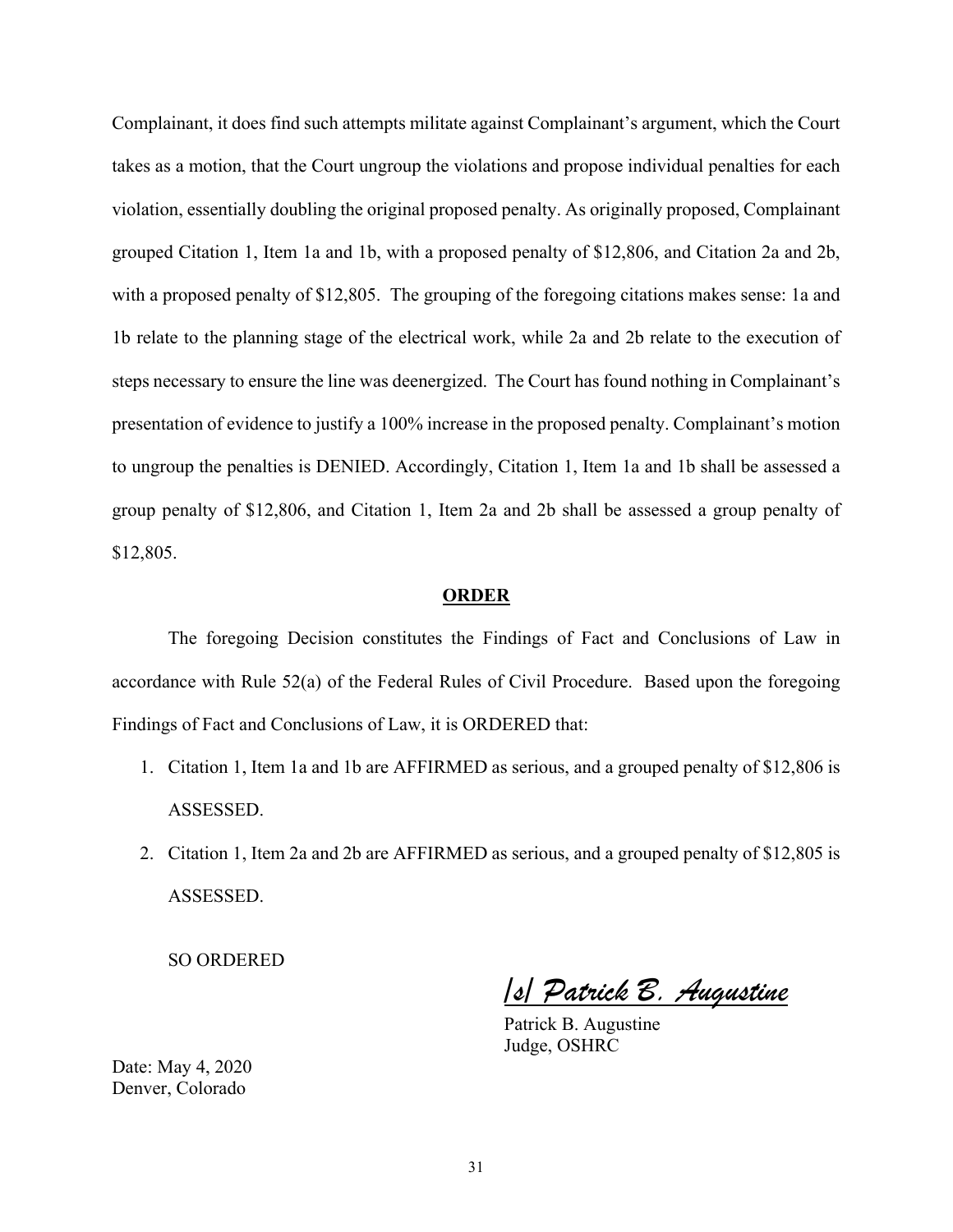Complainant, it does find such attempts militate against Complainant's argument, which the Court takes as a motion, that the Court ungroup the violations and propose individual penalties for each violation, essentially doubling the original proposed penalty. As originally proposed, Complainant grouped Citation 1, Item 1a and 1b, with a proposed penalty of $12,806, and Citation 2a and 2b, with a proposed penalty of $12,805. The grouping of the foregoing citations makes sense: 1a and 1b relate to the planning stage of the electrical work, while 2a and 2b relate to the execution of steps necessary to ensure the line was deenergized. The Court has found nothing in Complainant's presentation of evidence to justify a 100% increase in the proposed penalty. Complainant's motion to ungroup the penalties is DENIED. Accordingly, Citation 1, Item 1a and 1b shall be assessed a group penalty of $12,806, and Citation 1, Item 2a and 2b shall be assessed a group penalty of $12,805.

## ORDER

The foregoing Decision constitutes the Findings of Fact and Conclusions of Law in accordance with Rule 52(a) of the Federal Rules of Civil Procedure. Based upon the foregoing Findings of Fact and Conclusions of Law, it is ORDERED that:

1. Citation 1, Item 1a and 1b are AFFIRMED as serious, and a grouped penalty of $12,806 is ASSESSED.
2. Citation 1, Item 2a and 2b are AFFIRMED as serious, and a grouped penalty of $12,805 is ASSESSED.

SO ORDERED

/s/ Patrick B. Augustine

Patrick B. Augustine
Judge, OSHRC

Date: May 4, 2020
Denver, Colorado